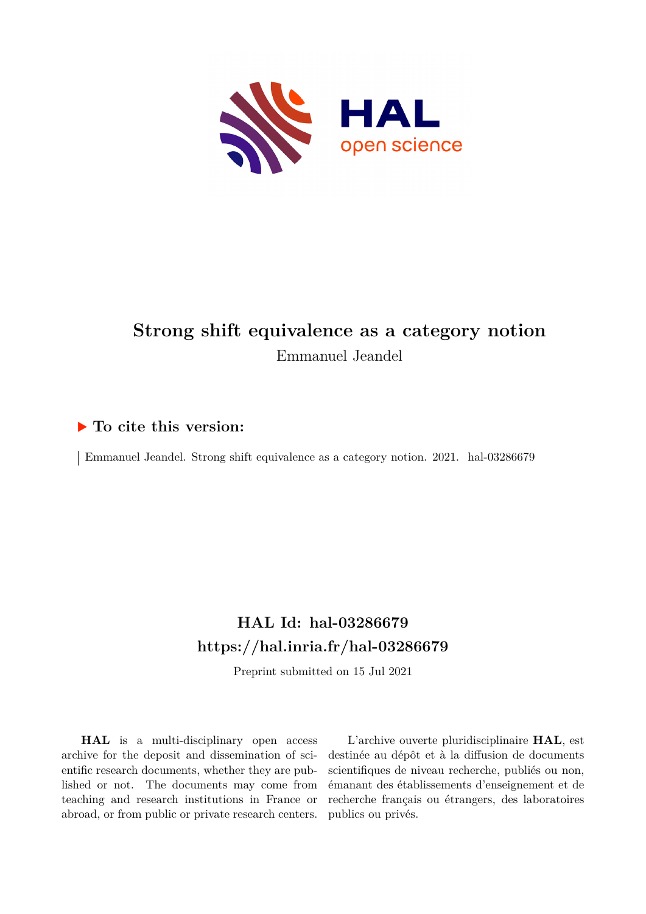# Strong shift equivalence as a category notion

Emmanuel Jeandel

## ▶ To cite this version:

Emmanuel Jeandel. Strong shift equivalence as a category notion. 2021. hal-03286679

## HAL Id: hal-03286679
## https://hal.inria.fr/hal-03286679

Preprint submitted on 15 Jul 2021

**HAL** is a multi-disciplinary open access archive for the deposit and dissemination of scientific research documents, whether they are published or not. The documents may come from teaching and research institutions in France or abroad, or from public or private research centers.

L'archive ouverte pluridisciplinaire **HAL**, est destinée au dépôt et à la diffusion de documents scientifiques de niveau recherche, publiés ou non, émanant des établissements d'enseignement et de recherche français ou étrangers, des laboratoires publics ou privés.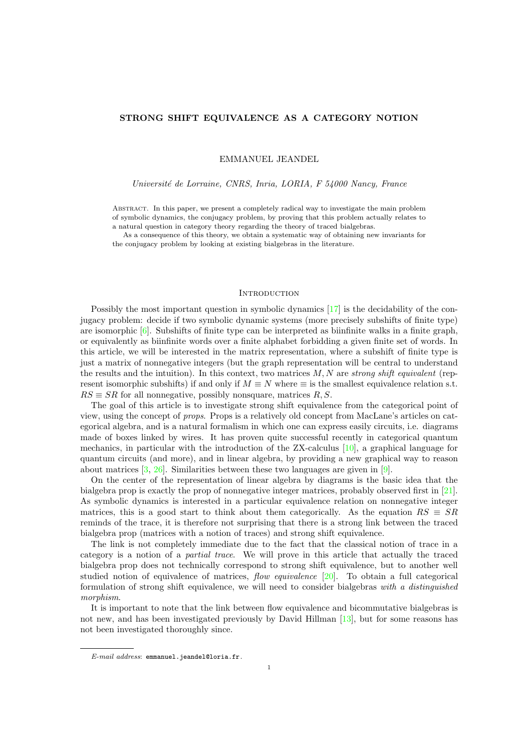**STRONG SHIFT EQUIVALENCE AS A CATEGORY NOTION**

EMMANUEL JEANDEL

*Université de Lorraine, CNRS, Inria, LORIA, F 54000 Nancy, France*

Abstract. In this paper, we present a completely radical way to investigate the main problem of symbolic dynamics, the conjugacy problem, by proving that this problem actually relates to a natural question in category theory regarding the theory of traced bialgebras.

As a consequence of this theory, we obtain a systematic way of obtaining new invariants for the conjugacy problem by looking at existing bialgebras in the literature.

## Introduction

Possibly the most important question in symbolic dynamics [17] is the decidability of the conjugacy problem: decide if two symbolic dynamic systems (more precisely subshifts of finite type) are isomorphic [6]. Subshifts of finite type can be interpreted as biinfinite walks in a finite graph, or equivalently as biinfinite words over a finite alphabet forbidding a given finite set of words. In this article, we will be interested in the matrix representation, where a subshift of finite type is just a matrix of nonnegative integers (but the graph representation will be central to understand the results and the intuition). In this context, two matrices $M, N$ are *strong shift equivalent* (represent isomorphic subshifts) if and only if $M \equiv N$ where $\equiv$ is the smallest equivalence relation s.t. $RS \equiv SR$ for all nonnegative, possibly nonsquare, matrices $R, S$.

The goal of this article is to investigate strong shift equivalence from the categorical point of view, using the concept of *props*. Props is a relatively old concept from MacLane's articles on categorical algebra, and is a natural formalism in which one can express easily circuits, i.e. diagrams made of boxes linked by wires. It has proven quite successful recently in categorical quantum mechanics, in particular with the introduction of the ZX-calculus [10], a graphical language for quantum circuits (and more), and in linear algebra, by providing a new graphical way to reason about matrices [3, 26]. Similarities between these two languages are given in [9].

On the center of the representation of linear algebra by diagrams is the basic idea that the bialgebra prop is exactly the prop of nonnegative integer matrices, probably observed first in [21]. As symbolic dynamics is interested in a particular equivalence relation on nonnegative integer matrices, this is a good start to think about them categorically. As the equation $RS \equiv SR$ reminds of the trace, it is therefore not surprising that there is a strong link between the traced bialgebra prop (matrices with a notion of traces) and strong shift equivalence.

The link is not completely immediate due to the fact that the classical notion of trace in a category is a notion of a *partial trace*. We will prove in this article that actually the traced bialgebra prop does not technically correspond to strong shift equivalence, but to another well studied notion of equivalence of matrices, *flow equivalence* [20]. To obtain a full categorical formulation of strong shift equivalence, we will need to consider bialgebras *with a distinguished morphism*.

It is important to note that the link between flow equivalence and bicommutative bialgebras is not new, and has been investigated previously by David Hillman [13], but for some reasons has not been investigated thoroughly since.

*E-mail address*: emmanuel.jeandel@loria.fr.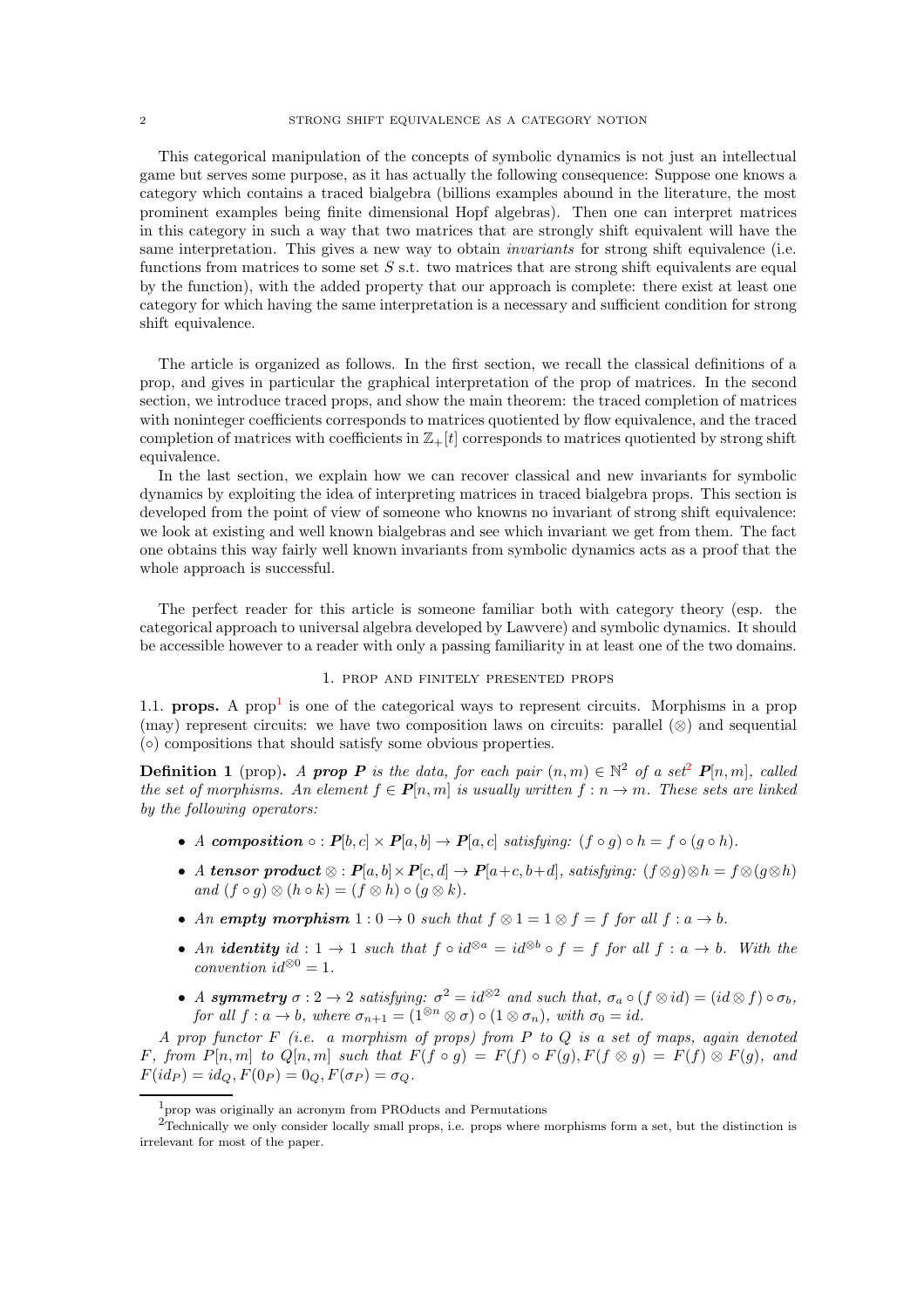This categorical manipulation of the concepts of symbolic dynamics is not just an intellectual game but serves some purpose, as it has actually the following consequence: Suppose one knows a category which contains a traced bialgebra (billions examples abound in the literature, the most prominent examples being finite dimensional Hopf algebras). Then one can interpret matrices in this category in such a way that two matrices that are strongly shift equivalent will have the same interpretation. This gives a new way to obtain *invariants* for strong shift equivalence (i.e. functions from matrices to some set $S$ s.t. two matrices that are strong shift equivalents are equal by the function), with the added property that our approach is complete: there exist at least one category for which having the same interpretation is a necessary and sufficient condition for strong shift equivalence.

The article is organized as follows. In the first section, we recall the classical definitions of a prop, and gives in particular the graphical interpretation of the prop of matrices. In the second section, we introduce traced props, and show the main theorem: the traced completion of matrices with noninteger coefficients corresponds to matrices quotiented by flow equivalence, and the traced completion of matrices with coefficients in $\mathbb{Z}_+[t]$ corresponds to matrices quotiented by strong shift equivalence.

In the last section, we explain how we can recover classical and new invariants for symbolic dynamics by exploiting the idea of interpreting matrices in traced bialgebra props. This section is developed from the point of view of someone who knowns no invariant of strong shift equivalence: we look at existing and well known bialgebras and see which invariant we get from them. The fact one obtains this way fairly well known invariants from symbolic dynamics acts as a proof that the whole approach is successful.

The perfect reader for this article is someone familiar both with category theory (esp. the categorical approach to universal algebra developed by Lawvere) and symbolic dynamics. It should be accessible however to a reader with only a passing familiarity in at least one of the two domains.

## 1. Prop and finitely presented props

**1.1. props.** A prop[1] is one of the categorical ways to represent circuits. Morphisms in a prop (may) represent circuits: we have two composition laws on circuits: parallel ($\otimes$) and sequential ($\circ$) compositions that should satisfy some obvious properties.

**Definition 1** (prop)**.** *A* ***prop*** $\boldsymbol{P}$ *is the data, for each pair* $(n,m) \in \mathbb{N}^2$ *of a set*[2] $\boldsymbol{P}[n,m]$*, called the set of morphisms. An element* $f \in \boldsymbol{P}[n,m]$ *is usually written* $f : n \to m$*. These sets are linked by the following operators:*

- *A* ***composition*** $\circ : \boldsymbol{P}[b,c] \times \boldsymbol{P}[a,b] \to \boldsymbol{P}[a,c]$ *satisfying:* $(f \circ g) \circ h = f \circ (g \circ h)$*.*
- *A* ***tensor product*** $\otimes : \boldsymbol{P}[a,b] \times \boldsymbol{P}[c,d] \to \boldsymbol{P}[a+c, b+d]$*, satisfying:* $(f \otimes g) \otimes h = f \otimes (g \otimes h)$ *and* $(f \circ g) \otimes (h \circ k) = (f \otimes h) \circ (g \otimes k)$*.*
- *An* ***empty morphism*** $1 : 0 \to 0$ *such that* $f \otimes 1 = 1 \otimes f = f$ *for all* $f : a \to b$*.*
- *An* ***identity*** $id : 1 \to 1$ *such that* $f \circ id^{\otimes a} = id^{\otimes b} \circ f = f$ *for all* $f : a \to b$*. With the convention* $id^{\otimes 0} = 1$*.*
- *A* ***symmetry*** $\sigma : 2 \to 2$ *satisfying:* $\sigma^2 = id^{\otimes 2}$ *and such that,* $\sigma_a \circ (f \otimes id) = (id \otimes f) \circ \sigma_b$*, for all* $f : a \to b$*, where* $\sigma_{n+1} = (1^{\otimes n} \otimes \sigma) \circ (1 \otimes \sigma_n)$*, with* $\sigma_0 = id$*.*

*A prop functor* $F$ *(i.e. a morphism of props) from* $P$ *to* $Q$ *is a set of maps, again denoted* $F$*, from* $P[n,m]$ *to* $Q[n,m]$ *such that* $F(f \circ g) = F(f) \circ F(g), F(f \otimes g) = F(f) \otimes F(g)$*, and* $F(id_P) = id_Q, F(0_P) = 0_Q, F(\sigma_P) = \sigma_Q$*.*

[1] prop was originally an acronym from PROducts and Permutations

[2] Technically we only consider locally small props, i.e. props where morphisms form a set, but the distinction is irrelevant for most of the paper.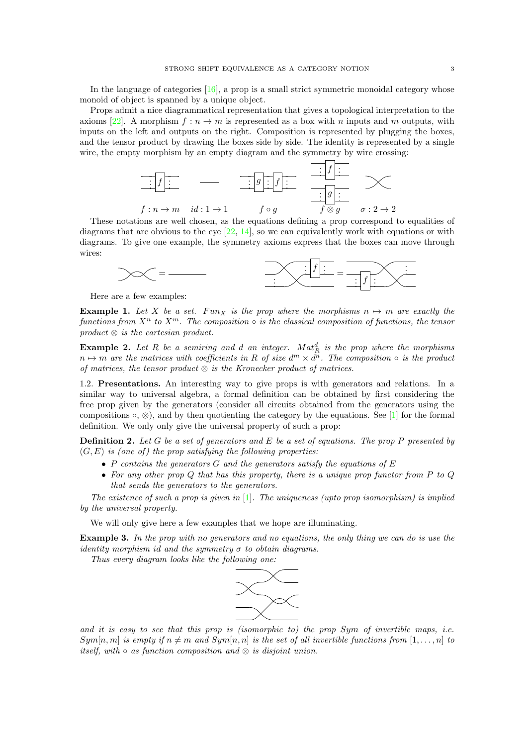In the language of categories [16], a prop is a small strict symmetric monoidal category whose monoid of object is spanned by a unique object.

Props admit a nice diagrammatical representation that gives a topological interpretation to the axioms [22]. A morphism $f : n \to m$ is represented as a box with $n$ inputs and $m$ outputs, with inputs on the left and outputs on the right. Composition is represented by plugging the boxes, and the tensor product by drawing the boxes side by side. The identity is represented by a single wire, the empty morphism by an empty diagram and the symmetry by wire crossing:

$f : n \to m$ $\quad id : 1 \to 1$ $\quad f \circ g$ $\quad f \otimes g$ $\quad \sigma : 2 \to 2$

These notations are well chosen, as the equations defining a prop correspond to equalities of diagrams that are obvious to the eye [22, 14], so we can equivalently work with equations or with diagrams. To give one example, the symmetry axioms express that the boxes can move through wires:

Here are a few examples:

**Example 1.** *Let $X$ be a set. $Fun_X$ is the prop where the morphisms $n \mapsto m$ are exactly the functions from $X^n$ to $X^m$. The composition $\circ$ is the classical composition of functions, the tensor product $\otimes$ is the cartesian product.*

**Example 2.** *Let $R$ be a semiring and $d$ an integer. $Mat_R^d$ is the prop where the morphisms $n \mapsto m$ are the matrices with coefficients in $R$ of size $d^m \times d^n$. The composition $\circ$ is the product of matrices, the tensor product $\otimes$ is the Kronecker product of matrices.*

1.2. **Presentations.** An interesting way to give props is with generators and relations. In a similar way to universal algebra, a formal definition can be obtained by first considering the free prop given by the generators (consider all circuits obtained from the generators using the compositions $\circ, \otimes$), and by then quotienting the category by the equations. See [1] for the formal definition. We only only give the universal property of such a prop:

**Definition 2.** *Let $G$ be a set of generators and $E$ be a set of equations. The prop $P$ presented by $(G, E)$ is (one of) the prop satisfying the following properties:*

- *$P$ contains the generators $G$ and the generators satisfy the equations of $E$*
- *For any other prop $Q$ that has this property, there is a unique prop functor from $P$ to $Q$ that sends the generators to the generators.*

*The existence of such a prop is given in [1]. The uniqueness (upto prop isomorphism) is implied by the universal property.*

We will only give here a few examples that we hope are illuminating.

**Example 3.** *In the prop with no generators and no equations, the only thing we can do is use the identity morphism $id$ and the symmetry $\sigma$ to obtain diagrams.*

*Thus every diagram looks like the following one:*

*and it is easy to see that this prop is (isomorphic to) the prop $Sym$ of invertible maps, i.e. $Sym[n, m]$ is empty if $n \neq m$ and $Sym[n, n]$ is the set of all invertible functions from $[1, \ldots, n]$ to itself, with $\circ$ as function composition and $\otimes$ is disjoint union.*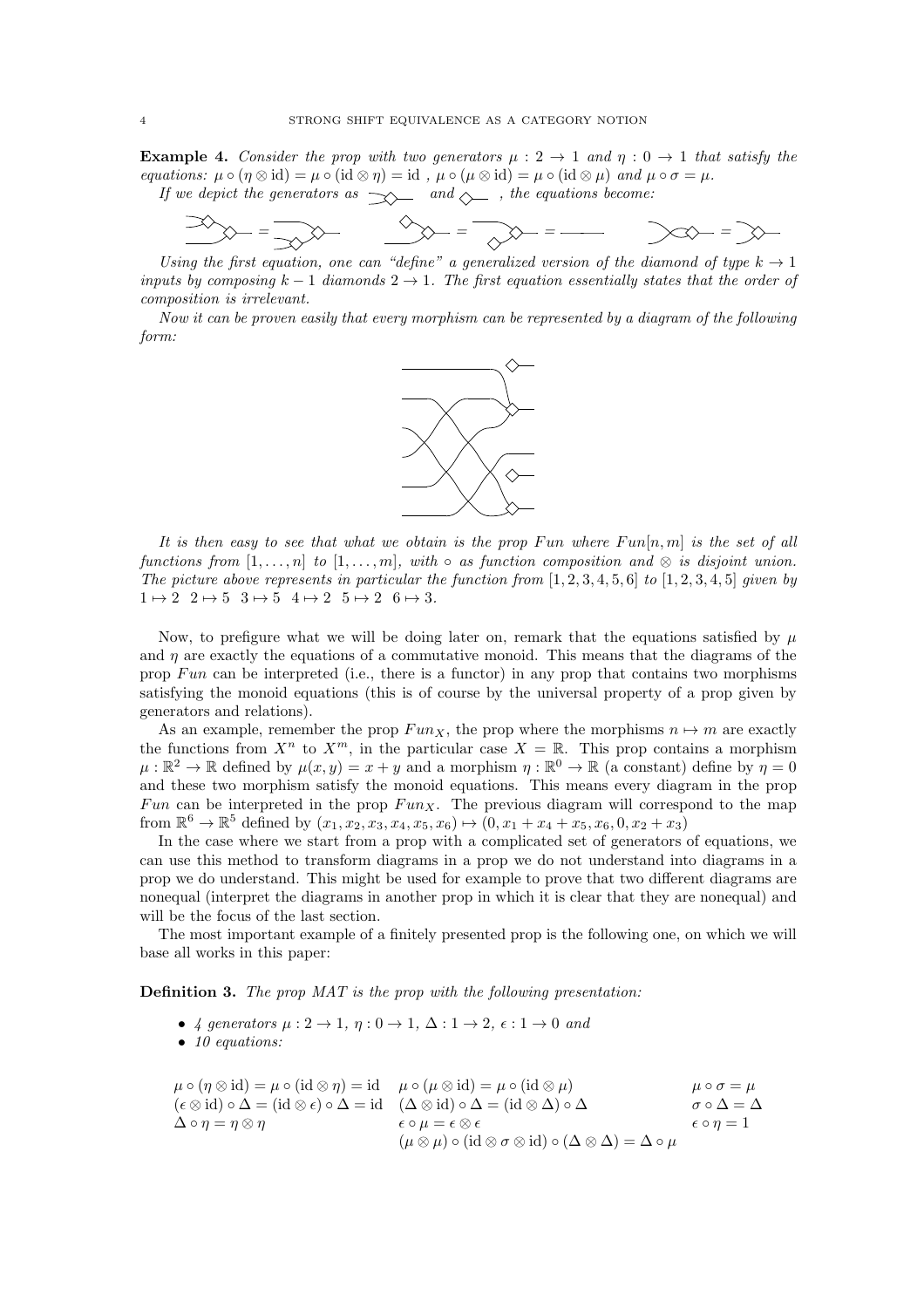**Example 4.** *Consider the prop with two generators $\mu : 2 \to 1$ and $\eta : 0 \to 1$ that satisfy the equations: $\mu \circ (\eta \otimes \mathrm{id}) = \mu \circ (\mathrm{id} \otimes \eta) = \mathrm{id}$ , $\mu \circ (\mu \otimes \mathrm{id}) = \mu \circ (\mathrm{id} \otimes \mu)$ and $\mu \circ \sigma = \mu$.*

*If we depict the generators as* and *, the equations become:*

*Using the first equation, one can "define" a generalized version of the diamond of type $k \to 1$ inputs by composing $k-1$ diamonds $2 \to 1$. The first equation essentially states that the order of composition is irrelevant.*

*Now it can be proven easily that every morphism can be represented by a diagram of the following form:*

*It is then easy to see that what we obtain is the prop $Fun$ where $Fun[n, m]$ is the set of all functions from $[1, \dots, n]$ to $[1, \dots, m]$, with $\circ$ as function composition and $\otimes$ is disjoint union. The picture above represents in particular the function from $[1, 2, 3, 4, 5, 6]$ to $[1, 2, 3, 4, 5]$ given by $1 \mapsto 2 \;\; 2 \mapsto 5 \;\; 3 \mapsto 5 \;\; 4 \mapsto 2 \;\; 5 \mapsto 2 \;\; 6 \mapsto 3$.*

Now, to prefigure what we will be doing later on, remark that the equations satisfied by $\mu$ and $\eta$ are exactly the equations of a commutative monoid. This means that the diagrams of the prop $Fun$ can be interpreted (i.e., there is a functor) in any prop that contains two morphisms satisfying the monoid equations (this is of course by the universal property of a prop given by generators and relations).

As an example, remember the prop $Fun_X$, the prop where the morphisms $n \mapsto m$ are exactly the functions from $X^n$ to $X^m$, in the particular case $X = \mathbb{R}$. This prop contains a morphism $\mu : \mathbb{R}^2 \to \mathbb{R}$ defined by $\mu(x, y) = x + y$ and a morphism $\eta : \mathbb{R}^0 \to \mathbb{R}$ (a constant) define by $\eta = 0$ and these two morphism satisfy the monoid equations. This means every diagram in the prop $Fun$ can be interpreted in the prop $Fun_X$. The previous diagram will correspond to the map from $\mathbb{R}^6 \to \mathbb{R}^5$ defined by $(x_1, x_2, x_3, x_4, x_5, x_6) \mapsto (0, x_1 + x_4 + x_5, x_6, 0, x_2 + x_3)$

In the case where we start from a prop with a complicated set of generators of equations, we can use this method to transform diagrams in a prop we do not understand into diagrams in a prop we do understand. This might be used for example to prove that two different diagrams are nonequal (interpret the diagrams in another prop in which it is clear that they are nonequal) and will be the focus of the last section.

The most important example of a finitely presented prop is the following one, on which we will base all works in this paper:

**Definition 3.** *The prop $MAT$ is the prop with the following presentation:*

- *4 generators $\mu : 2 \to 1$, $\eta : 0 \to 1$, $\Delta : 1 \to 2$, $\epsilon : 1 \to 0$ and*
- *10 equations:*

$$\mu \circ (\eta \otimes \mathrm{id}) = \mu \circ (\mathrm{id} \otimes \eta) = \mathrm{id} \quad \mu \circ (\mu \otimes \mathrm{id}) = \mu \circ (\mathrm{id} \otimes \mu) \quad \mu \circ \sigma = \mu$$

$$(\epsilon \otimes \mathrm{id}) \circ \Delta = (\mathrm{id} \otimes \epsilon) \circ \Delta = \mathrm{id} \quad (\Delta \otimes \mathrm{id}) \circ \Delta = (\mathrm{id} \otimes \Delta) \circ \Delta \quad \sigma \circ \Delta = \Delta$$

$$\Delta \circ \eta = \eta \otimes \eta \quad \epsilon \circ \mu = \epsilon \otimes \epsilon \quad \epsilon \circ \eta = 1$$

$$(\mu \otimes \mu) \circ (\mathrm{id} \otimes \sigma \otimes \mathrm{id}) \circ (\Delta \otimes \Delta) = \Delta \circ \mu$$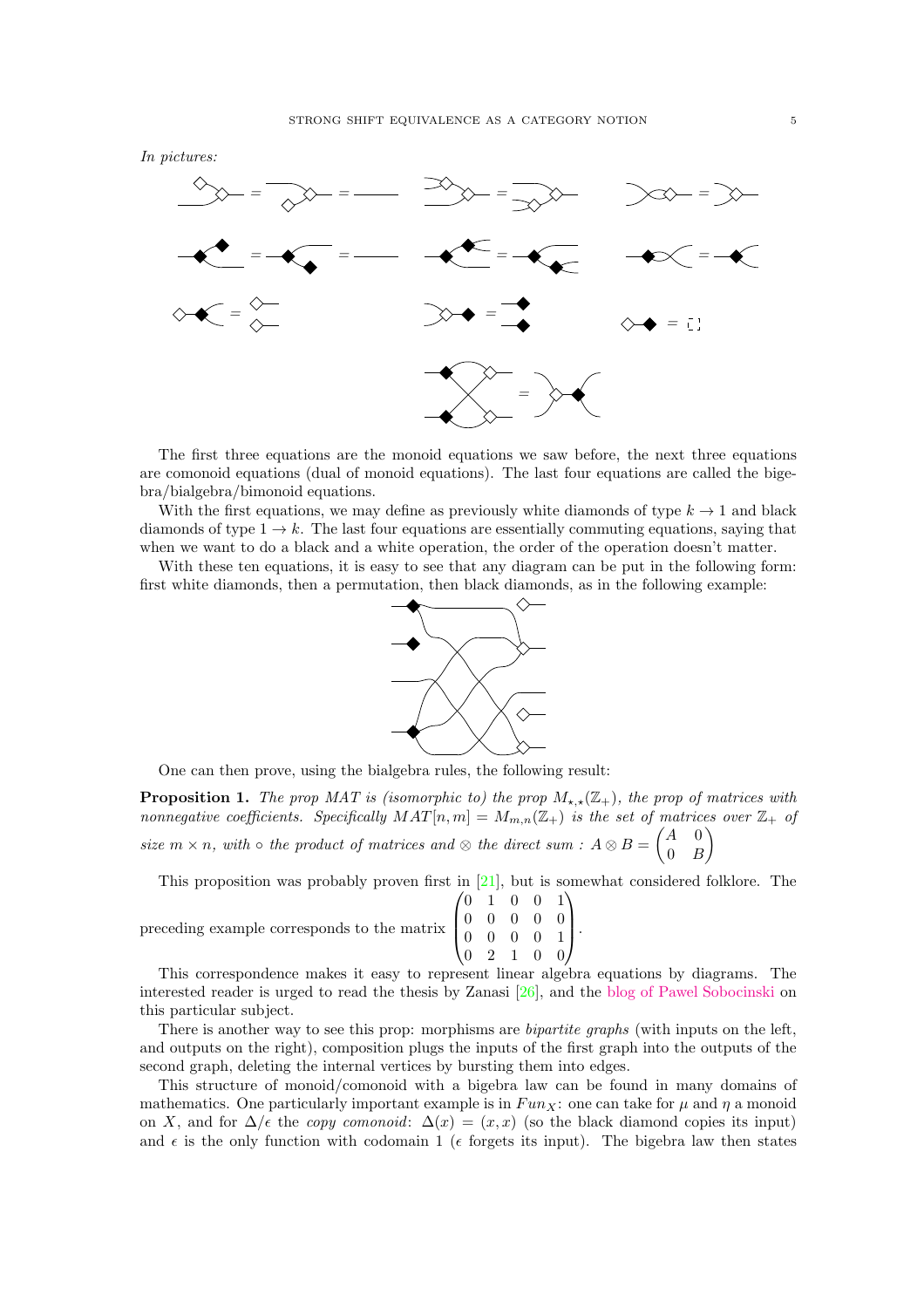*In pictures:*

The first three equations are the monoid equations we saw before, the next three equations are comonoid equations (dual of monoid equations). The last four equations are called the bigebra/bialgebra/bimonoid equations.

With the first equations, we may define as previously white diamonds of type $k \to 1$ and black diamonds of type $1 \to k$. The last four equations are essentially commuting equations, saying that when we want to do a black and a white operation, the order of the operation doesn't matter.

With these ten equations, it is easy to see that any diagram can be put in the following form: first white diamonds, then a permutation, then black diamonds, as in the following example:

One can then prove, using the bialgebra rules, the following result:

**Proposition 1.** *The prop MAT is (isomorphic to) the prop $M_{\star,\star}(\mathbb{Z}_+)$, the prop of matrices with nonnegative coefficients. Specifically $MAT[n,m] = M_{m,n}(\mathbb{Z}_+)$ is the set of matrices over $\mathbb{Z}_+$ of size $m \times n$, with $\circ$ the product of matrices and $\otimes$ the direct sum : $A \otimes B = \begin{pmatrix} A & 0 \\ 0 & B \end{pmatrix}$*

This proposition was probably proven first in [21], but is somewhat considered folklore. The preceding example corresponds to the matrix $\begin{pmatrix} 0 & 1 & 0 & 0 & 1 \\ 0 & 0 & 0 & 0 & 0 \\ 0 & 0 & 0 & 0 & 1 \\ 0 & 2 & 1 & 0 & 0 \end{pmatrix}$.

This correspondence makes it easy to represent linear algebra equations by diagrams. The interested reader is urged to read the thesis by Zanasi [26], and the blog of Pawel Sobocinski on this particular subject.

There is another way to see this prop: morphisms are *bipartite graphs* (with inputs on the left, and outputs on the right), composition plugs the inputs of the first graph into the outputs of the second graph, deleting the internal vertices by bursting them into edges.

This structure of monoid/comonoid with a bigebra law can be found in many domains of mathematics. One particularly important example is in $Fun_X$: one can take for $\mu$ and $\eta$ a monoid on $X$, and for $\Delta/\epsilon$ the *copy comonoid*: $\Delta(x) = (x,x)$ (so the black diamond copies its input) and $\epsilon$ is the only function with codomain 1 ($\epsilon$ forgets its input). The bigebra law then states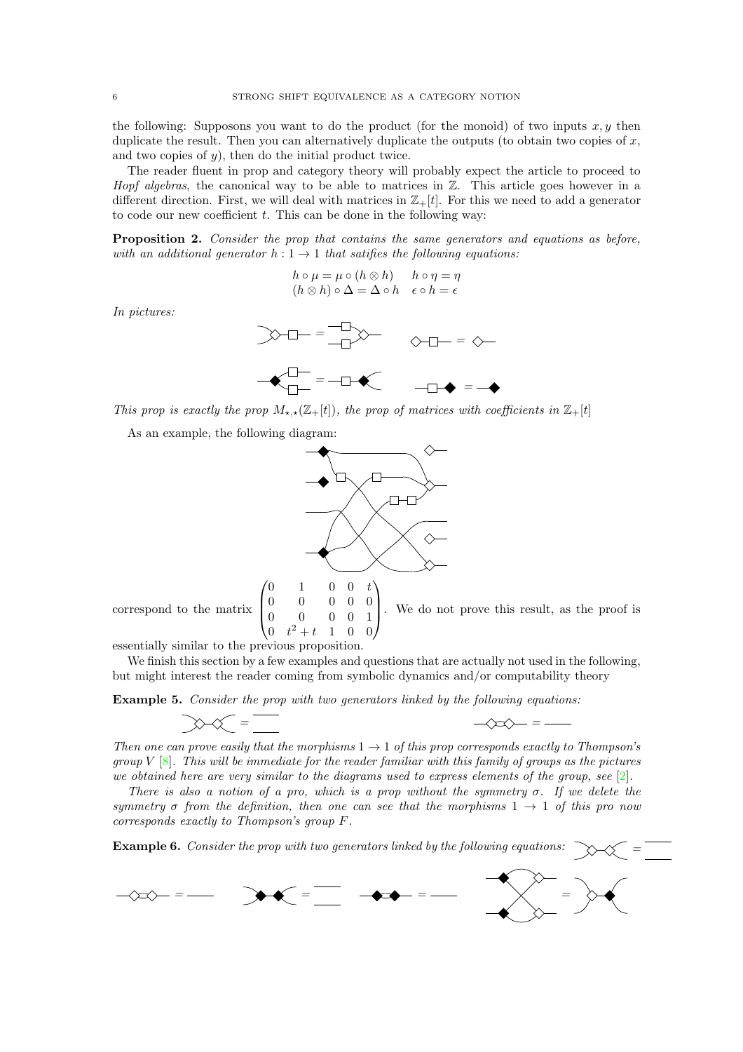the following: Supposons you want to do the product (for the monoid) of two inputs $x, y$ then duplicate the result. Then you can alternatively duplicate the outputs (to obtain two copies of $x$, and two copies of $y$), then do the initial product twice.

The reader fluent in prop and category theory will probably expect the article to proceed to *Hopf algebras*, the canonical way to be able to matrices in $\mathbb{Z}$. This article goes however in a different direction. First, we will deal with matrices in $\mathbb{Z}_+[t]$. For this we need to add a generator to code our new coefficient $t$. This can be done in the following way:

**Proposition 2.** *Consider the prop that contains the same generators and equations as before, with an additional generator $h : 1 \to 1$ that satifies the following equations:*

$$h \circ \mu = \mu \circ (h \otimes h) \qquad h \circ \eta = \eta$$
$$(h \otimes h) \circ \Delta = \Delta \circ h \quad \epsilon \circ h = \epsilon$$

*In pictures:*

*This prop is exactly the prop $M_{\star,\star}(\mathbb{Z}_+[t])$, the prop of matrices with coefficients in $\mathbb{Z}_+[t]$*

As an example, the following diagram:

correspond to the matrix $\begin{pmatrix} 0 & 1 & 0 & 0 & t \\ 0 & 0 & 0 & 0 & 0 \\ 0 & 0 & 0 & 0 & 1 \\ 0 & t^2+t & 1 & 0 & 0 \end{pmatrix}$. We do not prove this result, as the proof is essentially similar to the previous proposition.

We finish this section by a few examples and questions that are actually not used in the following, but might interest the reader coming from symbolic dynamics and/or computability theory

**Example 5.** *Consider the prop with two generators linked by the following equations:*

*Then one can prove easily that the morphisms $1 \to 1$ of this prop corresponds exactly to Thompson's group $V$ [8]. This will be immediate for the reader familiar with this family of groups as the pictures we obtained here are very similar to the diagrams used to express elements of the group, see [2].*

*There is also a notion of a pro, which is a prop without the symmetry $\sigma$. If we delete the symmetry $\sigma$ from the definition, then one can see that the morphisms $1 \to 1$ of this pro now corresponds exactly to Thompson's group $F$.*

**Example 6.** *Consider the prop with two generators linked by the following equations:*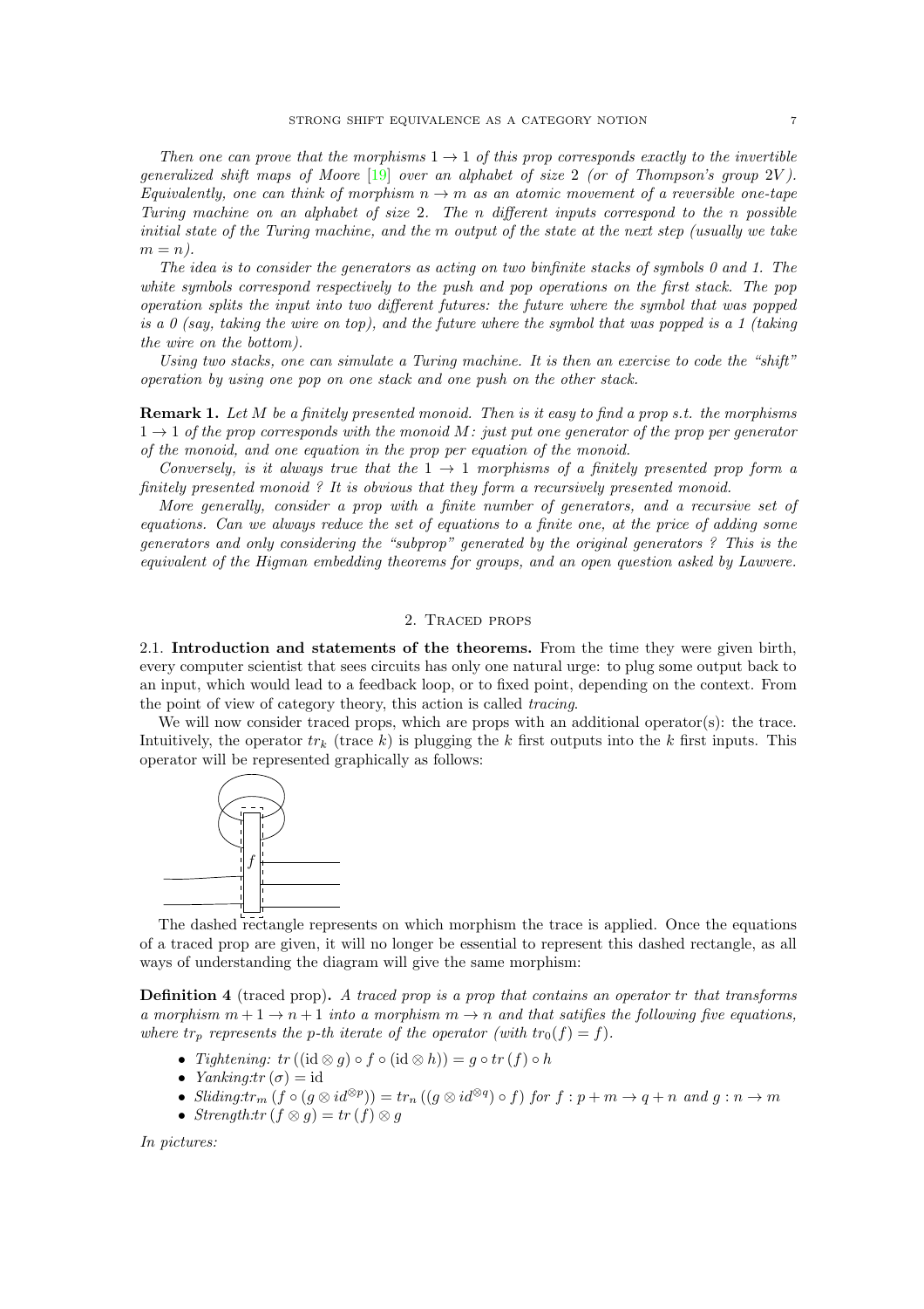*Then one can prove that the morphisms $1 \to 1$ of this prop corresponds exactly to the invertible generalized shift maps of Moore [19] over an alphabet of size 2 (or of Thompson's group 2V). Equivalently, one can think of morphism $n \to m$ as an atomic movement of a reversible one-tape Turing machine on an alphabet of size 2. The $n$ different inputs correspond to the $n$ possible initial state of the Turing machine, and the $m$ output of the state at the next step (usually we take $m = n$).*

*The idea is to consider the generators as acting on two binfinite stacks of symbols 0 and 1. The white symbols correspond respectively to the push and pop operations on the first stack. The pop operation splits the input into two different futures: the future where the symbol that was popped is a 0 (say, taking the wire on top), and the future where the symbol that was popped is a 1 (taking the wire on the bottom).*

*Using two stacks, one can simulate a Turing machine. It is then an exercise to code the "shift" operation by using one pop on one stack and one push on the other stack.*

**Remark 1.** *Let $M$ be a finitely presented monoid. Then is it easy to find a prop s.t. the morphisms $1 \to 1$ of the prop corresponds with the monoid $M$: just put one generator of the prop per generator of the monoid, and one equation in the prop per equation of the monoid.*

*Conversely, is it always true that the $1 \to 1$ morphisms of a finitely presented prop form a finitely presented monoid ? It is obvious that they form a recursively presented monoid.*

*More generally, consider a prop with a finite number of generators, and a recursive set of equations. Can we always reduce the set of equations to a finite one, at the price of adding some generators and only considering the "subprop" generated by the original generators ? This is the equivalent of the Higman embedding theorems for groups, and an open question asked by Lawvere.*

## 2. Traced props

### 2.1. Introduction and statements of the theorems.

From the time they were given birth, every computer scientist that sees circuits has only one natural urge: to plug some output back to an input, which would lead to a feedback loop, or to fixed point, depending on the context. From the point of view of category theory, this action is called *tracing*.

We will now consider traced props, which are props with an additional operator(s): the trace. Intuitively, the operator $tr_k$ (trace $k$) is plugging the $k$ first outputs into the $k$ first inputs. This operator will be represented graphically as follows:

The dashed rectangle represents on which morphism the trace is applied. Once the equations of a traced prop are given, it will no longer be essential to represent this dashed rectangle, as all ways of understanding the diagram will give the same morphism:

**Definition 4** (traced prop)**.** *A traced prop is a prop that contains an operator tr that transforms a morphism $m+1 \to n+1$ into a morphism $m \to n$ and that satifies the following five equations, where $tr_p$ represents the p-th iterate of the operator (with $tr_0(f) = f$).*

- *Tightening: $tr\left((\mathrm{id} \otimes g) \circ f \circ (\mathrm{id} \otimes h)\right) = g \circ tr\left(f\right) \circ h$*
- *Yanking: $tr\left(\sigma\right) = \mathrm{id}$*
- *Sliding: $tr_m\left(f \circ (g \otimes id^{\otimes p})\right) = tr_n\left((g \otimes id^{\otimes q}) \circ f\right)$ for $f : p+m \to q+n$ and $g : n \to m$*
- *Strength: $tr\left(f \otimes g\right) = tr\left(f\right) \otimes g$*

*In pictures:*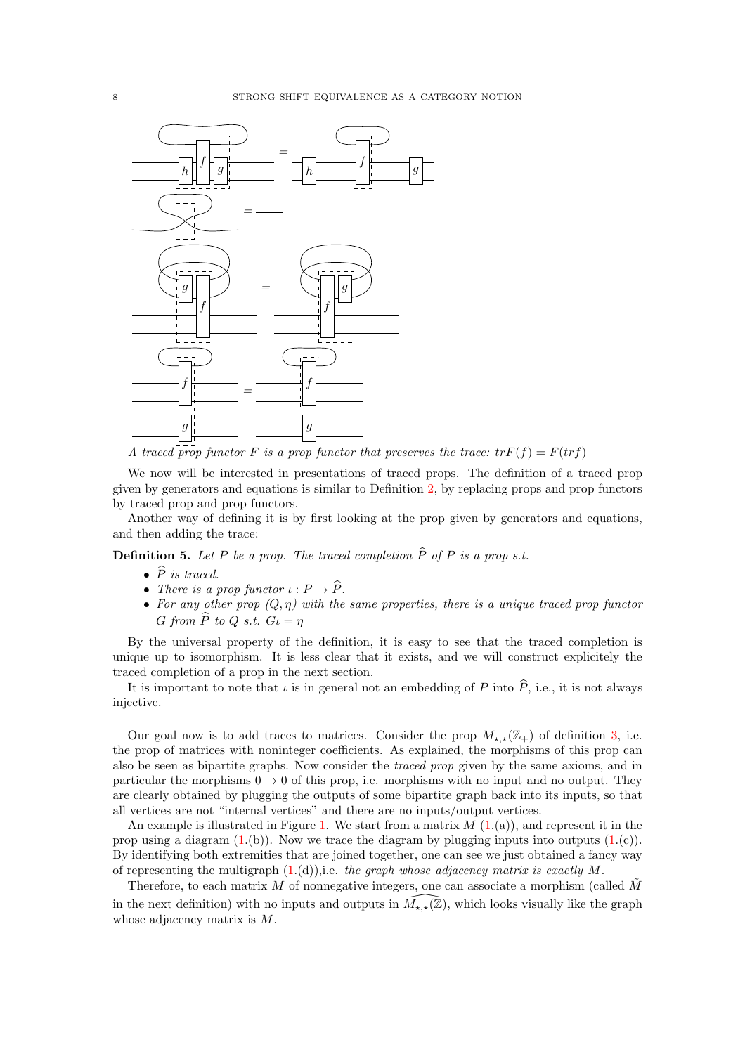*A traced prop functor $F$ is a prop functor that preserves the trace: $trF(f) = F(trf)$*

We now will be interested in presentations of traced props. The definition of a traced prop given by generators and equations is similar to Definition 2, by replacing props and prop functors by traced prop and prop functors.

Another way of defining it is by first looking at the prop given by generators and equations, and then adding the trace:

**Definition 5.** *Let $P$ be a prop. The traced completion $\widehat{P}$ of $P$ is a prop s.t.*

- *$\widehat{P}$ is traced.*
- *There is a prop functor $\iota : P \to \widehat{P}$.*
- *For any other prop $(Q, \eta)$ with the same properties, there is a unique traced prop functor $G$ from $\widehat{P}$ to $Q$ s.t. $G\iota = \eta$*

By the universal property of the definition, it is easy to see that the traced completion is unique up to isomorphism. It is less clear that it exists, and we will construct explicitely the traced completion of a prop in the next section.

It is important to note that $\iota$ is in general not an embedding of $P$ into $\widehat{P}$, i.e., it is not always injective.

Our goal now is to add traces to matrices. Consider the prop $M_{\star,\star}(\mathbb{Z}_+)$ of definition 3, i.e. the prop of matrices with noninteger coefficients. As explained, the morphisms of this prop can also be seen as bipartite graphs. Now consider the *traced prop* given by the same axioms, and in particular the morphisms $0 \to 0$ of this prop, i.e. morphisms with no input and no output. They are clearly obtained by plugging the outputs of some bipartite graph back into its inputs, so that all vertices are not "internal vertices" and there are no inputs/output vertices.

An example is illustrated in Figure 1. We start from a matrix $M$ (1.(a)), and represent it in the prop using a diagram (1.(b)). Now we trace the diagram by plugging inputs into outputs (1.(c)). By identifying both extremities that are joined together, one can see we just obtained a fancy way of representing the multigraph (1.(d)),i.e. *the graph whose adjacency matrix is exactly $M$.*

Therefore, to each matrix $M$ of nonnegative integers, one can associate a morphism (called $\tilde{M}$ in the next definition) with no inputs and outputs in $\widehat{M_{\star,\star}(\mathbb{Z})}$, which looks visually like the graph whose adjacency matrix is $M$.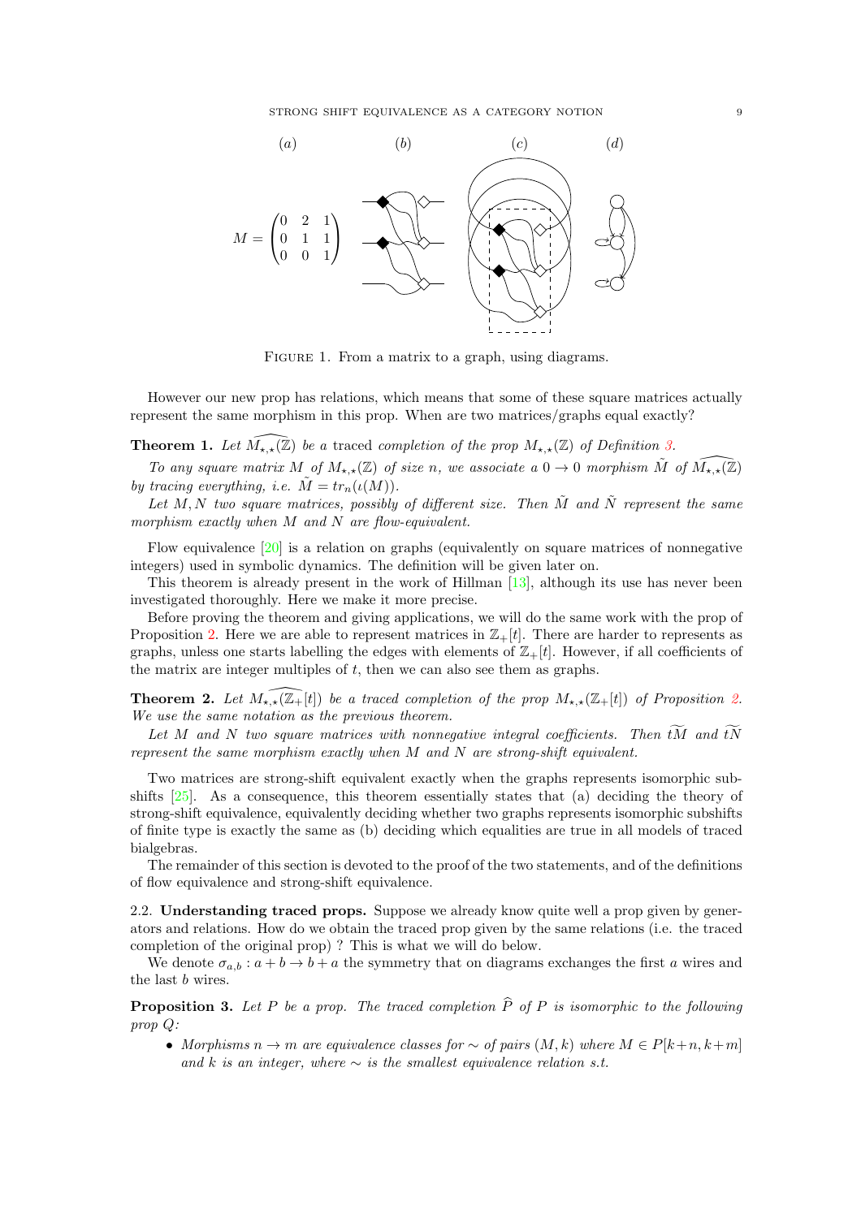$$M = \begin{pmatrix} 0 & 2 & 1 \\ 0 & 1 & 1 \\ 0 & 0 & 1 \end{pmatrix}$$

Figure 1. From a matrix to a graph, using diagrams.

However our new prop has relations, which means that some of these square matrices actually represent the same morphism in this prop. When are two matrices/graphs equal exactly?

**Theorem 1.** *Let $\widehat{M_{\star,\star}(\mathbb{Z})}$ be a* traced *completion of the prop $M_{\star,\star}(\mathbb{Z})$ of Definition 3.*

*To any square matrix $M$ of $M_{\star,\star}(\mathbb{Z})$ of size $n$, we associate a $0 \to 0$ morphism $\tilde{M}$ of $\widehat{M_{\star,\star}(\mathbb{Z})}$ by tracing everything, i.e. $\tilde{M} = tr_n(\iota(M))$.*

*Let $M, N$ two square matrices, possibly of different size. Then $\tilde{M}$ and $\tilde{N}$ represent the same morphism exactly when $M$ and $N$ are flow-equivalent.*

Flow equivalence [20] is a relation on graphs (equivalently on square matrices of nonnegative integers) used in symbolic dynamics. The definition will be given later on.

This theorem is already present in the work of Hillman [13], although its use has never been investigated thoroughly. Here we make it more precise.

Before proving the theorem and giving applications, we will do the same work with the prop of Proposition 2. Here we are able to represent matrices in $\mathbb{Z}_+[t]$. There are harder to represents as graphs, unless one starts labelling the edges with elements of $\mathbb{Z}_+[t]$. However, if all coefficients of the matrix are integer multiples of $t$, then we can also see them as graphs.

**Theorem 2.** *Let $\widehat{M_{\star,\star}(\mathbb{Z}_+[t])}$ be a traced completion of the prop $M_{\star,\star}(\mathbb{Z}_+[t])$ of Proposition 2. We use the same notation as the previous theorem.*

*Let $M$ and $N$ two square matrices with nonnegative integral coefficients. Then $\widetilde{tM}$ and $\widetilde{tN}$ represent the same morphism exactly when $M$ and $N$ are strong-shift equivalent.*

Two matrices are strong-shift equivalent exactly when the graphs represents isomorphic subshifts [25]. As a consequence, this theorem essentially states that (a) deciding the theory of strong-shift equivalence, equivalently deciding whether two graphs represents isomorphic subshifts of finite type is exactly the same as (b) deciding which equalities are true in all models of traced bialgebras.

The remainder of this section is devoted to the proof of the two statements, and of the definitions of flow equivalence and strong-shift equivalence.

2.2. **Understanding traced props.** Suppose we already know quite well a prop given by generators and relations. How do we obtain the traced prop given by the same relations (i.e. the traced completion of the original prop) ? This is what we will do below.

We denote $\sigma_{a,b} : a + b \to b + a$ the symmetry that on diagrams exchanges the first $a$ wires and the last $b$ wires.

**Proposition 3.** *Let $P$ be a prop. The traced completion $\widehat{P}$ of $P$ is isomorphic to the following prop $Q$:*

- *Morphisms $n \to m$ are equivalence classes for $\sim$ of pairs $(M, k)$ where $M \in P[k+n, k+m]$ and $k$ is an integer, where $\sim$ is the smallest equivalence relation s.t.*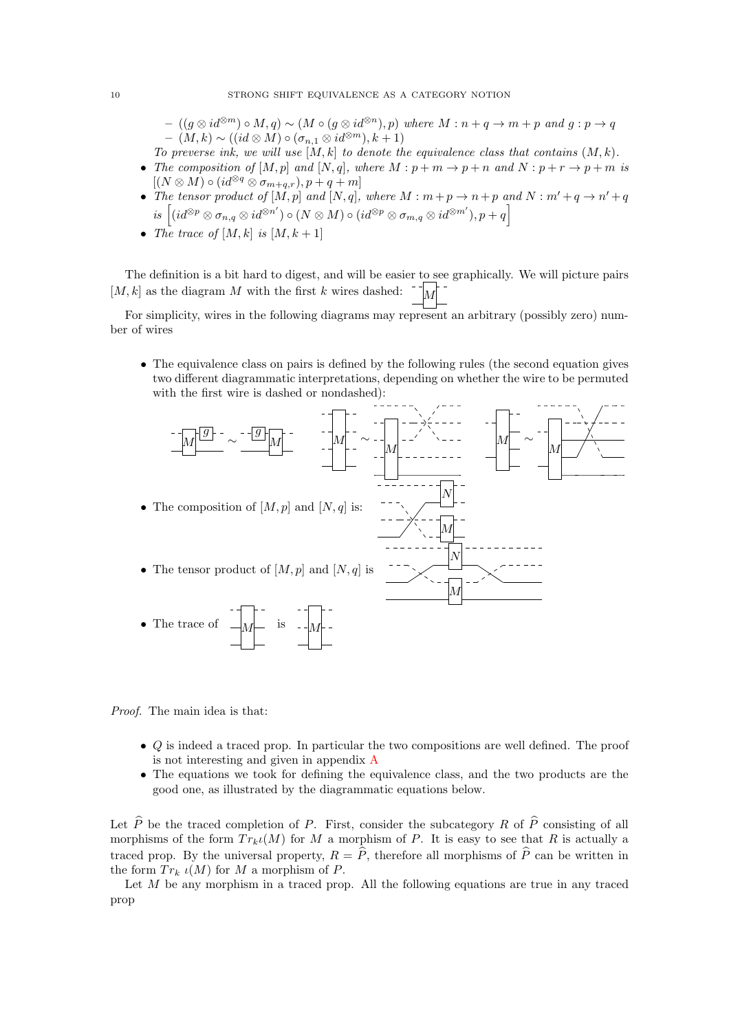- $((g \otimes id^{\otimes m}) \circ M, q) \sim (M \circ (g \otimes id^{\otimes n}), p)$ *where* $M : n + q \to m + p$ *and* $g : p \to q$
  - $(M, k) \sim ((id \otimes M) \circ (\sigma_{n,1} \otimes id^{\otimes m}), k + 1)$

  *To preverse ink, we will use* $[M, k]$ *to denote the equivalence class that contains* $(M, k)$*.*
- *The composition of* $[M, p]$ *and* $[N, q]$*, where* $M : p + m \to p + n$ *and* $N : p + r \to p + m$ *is* $[(N \otimes M) \circ (id^{\otimes q} \otimes \sigma_{m+q,r}), p + q + m]$
- *The tensor product of* $[M, p]$ *and* $[N, q]$*, where* $M : m + p \to n + p$ *and* $N : m' + q \to n' + q$ *is* $\left[(id^{\otimes p} \otimes \sigma_{n,q} \otimes id^{\otimes n'}) \circ (N \otimes M) \circ (id^{\otimes p} \otimes \sigma_{m,q} \otimes id^{\otimes m'}), p + q\right]$
- *The trace of* $[M, k]$ *is* $[M, k + 1]$

The definition is a bit hard to digest, and will be easier to see graphically. We will picture pairs $[M, k]$ as the diagram $M$ with the first $k$ wires dashed:

For simplicity, wires in the following diagrams may represent an arbitrary (possibly zero) number of wires

- The equivalence class on pairs is defined by the following rules (the second equation gives two different diagrammatic interpretations, depending on whether the wire to be permuted with the first wire is dashed or nondashed):
- The composition of $[M, p]$ and $[N, q]$ is:
- The tensor product of $[M, p]$ and $[N, q]$ is
- The trace of $M$ is $M$

*Proof.* The main idea is that:

- $Q$ is indeed a traced prop. In particular the two compositions are well defined. The proof is not interesting and given in appendix A
- The equations we took for defining the equivalence class, and the two products are the good one, as illustrated by the diagrammatic equations below.

Let $\widehat{P}$ be the traced completion of $P$. First, consider the subcategory $R$ of $\widehat{P}$ consisting of all morphisms of the form $Tr_k \iota(M)$ for $M$ a morphism of $P$. It is easy to see that $R$ is actually a traced prop. By the universal property, $R = \widehat{P}$, therefore all morphisms of $\widehat{P}$ can be written in the form $Tr_k\ \iota(M)$ for $M$ a morphism of $P$.

Let $M$ be any morphism in a traced prop. All the following equations are true in any traced prop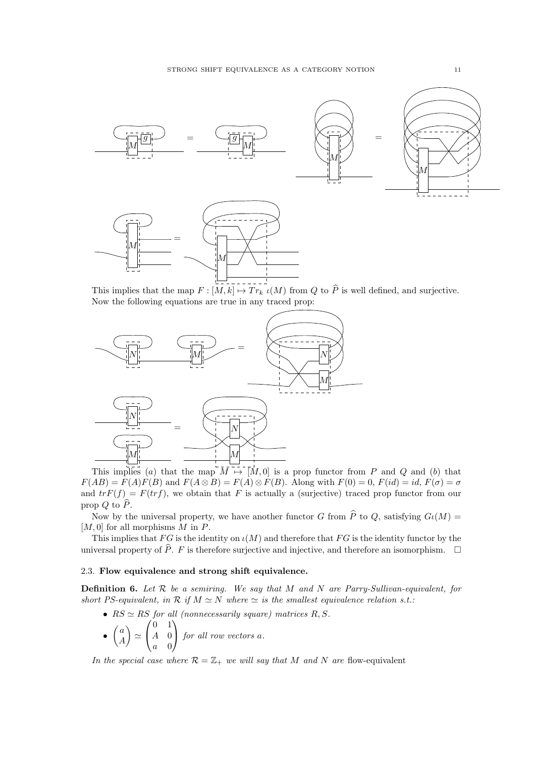This implies that the map $F : [M,k] \mapsto Tr_k\ \iota(M)$ from $Q$ to $\widehat{P}$ is well defined, and surjective. Now the following equations are true in any traced prop:

This implies $(a)$ that the map $M \mapsto [M,0]$ is a prop functor from $P$ and $Q$ and $(b)$ that $F(AB) = F(A)F(B)$ and $F(A \otimes B) = F(A) \otimes F(B)$. Along with $F(0) = 0$, $F(id) = id$, $F(\sigma) = \sigma$ and $trF(f) = F(trf)$, we obtain that $F$ is actually a (surjective) traced prop functor from our prop $Q$ to $\widehat{P}$.

Now by the universal property, we have another functor $G$ from $\widehat{P}$ to $Q$, satisfying $G\iota(M) = [M,0]$ for all morphisms $M$ in $P$.

This implies that $FG$ is the identity on $\iota(M)$ and therefore that $FG$ is the identity functor by the universal property of $\widehat{P}$. $F$ is therefore surjective and injective, and therefore an isomorphism. $\square$

### 2.3. Flow equivalence and strong shift equivalence.

**Definition 6.** *Let $\mathcal{R}$ be a semiring. We say that $M$ and $N$ are Parry-Sullivan-equivalent, for short PS-equivalent, in $\mathcal{R}$ if $M \simeq N$ where $\simeq$ is the smallest equivalence relation s.t.:*

- *$RS \simeq RS$ for all (nonnecessarily square) matrices $R, S$.*
- $\begin{pmatrix} a \\ A \end{pmatrix} \simeq \begin{pmatrix} 0 & 1 \\ A & 0 \\ a & 0 \end{pmatrix}$ *for all row vectors $a$.*

*In the special case where $\mathcal{R} = \mathbb{Z}_+$ we will say that $M$ and $N$ are* flow-equivalent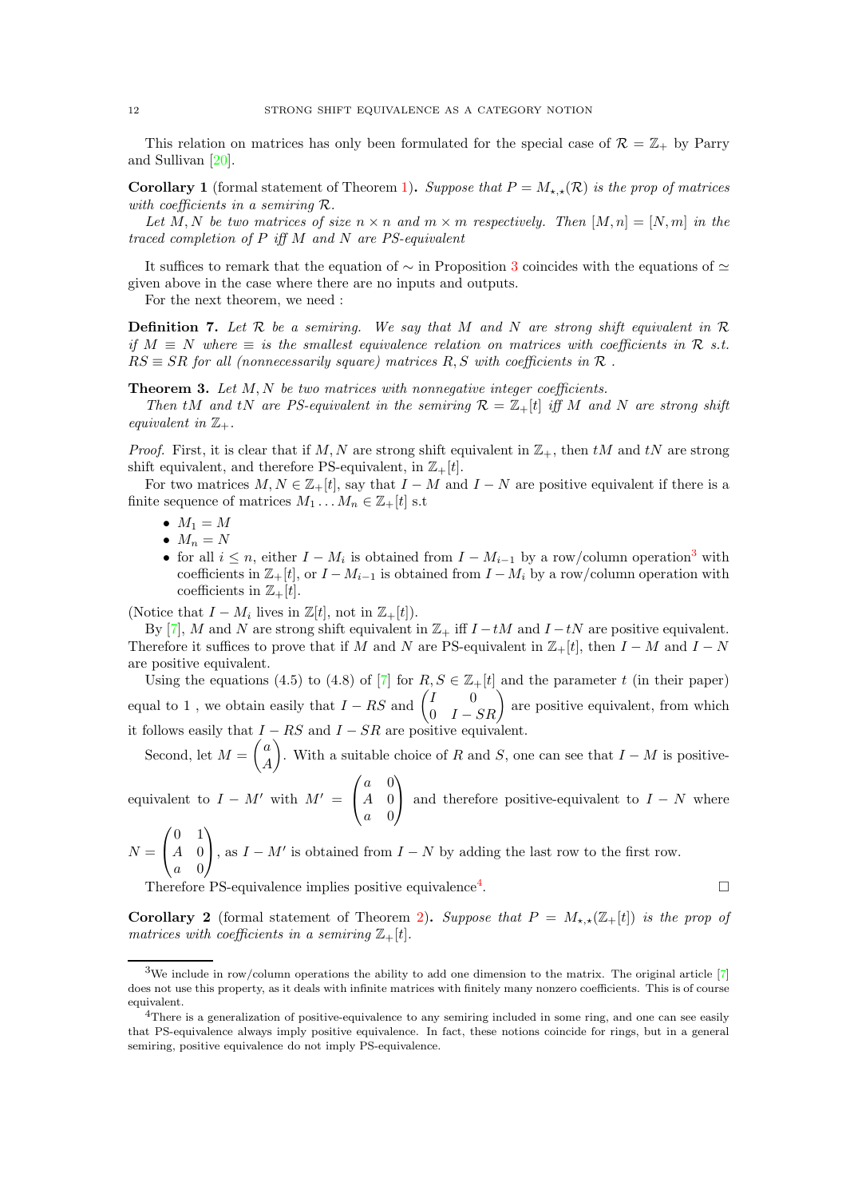This relation on matrices has only been formulated for the special case of $\mathcal{R} = \mathbb{Z}_+$ by Parry and Sullivan [20].

**Corollary 1** (formal statement of Theorem 1)**.** *Suppose that $P = M_{\star,\star}(\mathcal{R})$ is the prop of matrices with coefficients in a semiring $\mathcal{R}$.*

*Let $M, N$ be two matrices of size $n \times n$ and $m \times m$ respectively. Then $[M, n] = [N, m]$ in the traced completion of $P$ iff $M$ and $N$ are PS-equivalent*

It suffices to remark that the equation of $\sim$ in Proposition 3 coincides with the equations of $\simeq$ given above in the case where there are no inputs and outputs.

For the next theorem, we need :

**Definition 7.** *Let $\mathcal{R}$ be a semiring. We say that $M$ and $N$ are strong shift equivalent in $\mathcal{R}$ if $M \equiv N$ where $\equiv$ is the smallest equivalence relation on matrices with coefficients in $\mathcal{R}$ s.t. $RS \equiv SR$ for all (nonnecessarily square) matrices $R, S$ with coefficients in $\mathcal{R}$ .*

**Theorem 3.** *Let $M, N$ be two matrices with nonnegative integer coefficients.*

*Then $tM$ and $tN$ are PS-equivalent in the semiring $\mathcal{R} = \mathbb{Z}_+[t]$ iff $M$ and $N$ are strong shift equivalent in $\mathbb{Z}_+$.*

*Proof.* First, it is clear that if $M, N$ are strong shift equivalent in $\mathbb{Z}_+$, then $tM$ and $tN$ are strong shift equivalent, and therefore PS-equivalent, in $\mathbb{Z}_+[t]$.

For two matrices $M, N \in \mathbb{Z}_+[t]$, say that $I - M$ and $I - N$ are positive equivalent if there is a finite sequence of matrices $M_1 \dots M_n \in \mathbb{Z}_+[t]$ s.t

- $M_1 = M$
- $M_n = N$
- for all $i \leq n$, either $I - M_i$ is obtained from $I - M_{i-1}$ by a row/column operation[3] with coefficients in $\mathbb{Z}_+[t]$, or $I - M_{i-1}$ is obtained from $I - M_i$ by a row/column operation with coefficients in $\mathbb{Z}_+[t]$.

(Notice that $I - M_i$ lives in $\mathbb{Z}[t]$, not in $\mathbb{Z}_+[t]$).

By [7], $M$ and $N$ are strong shift equivalent in $\mathbb{Z}_+$ iff $I - tM$ and $I - tN$ are positive equivalent. Therefore it suffices to prove that if $M$ and $N$ are PS-equivalent in $\mathbb{Z}_+[t]$, then $I - M$ and $I - N$ are positive equivalent.

Using the equations (4.5) to (4.8) of [7] for $R, S \in \mathbb{Z}_+[t]$ and the parameter $t$ (in their paper) equal to 1 , we obtain easily that $I - RS$ and $\begin{pmatrix} I & 0 \\ 0 & I - SR \end{pmatrix}$ are positive equivalent, from which it follows easily that $I - RS$ and $I - SR$ are positive equivalent.

Second, let $M = \begin{pmatrix} a \\ A \end{pmatrix}$. With a suitable choice of $R$ and $S$, one can see that $I - M$ is positive-equivalent to $I - M'$ with $M' = \begin{pmatrix} a & 0 \\ A & 0 \\ a & 0 \end{pmatrix}$ and therefore positive-equivalent to $I - N$ where $N = \begin{pmatrix} 0 & 1 \\ A & 0 \\ a & 0 \end{pmatrix}$, as $I - M'$ is obtained from $I - N$ by adding the last row to the first row.

Therefore PS-equivalence implies positive equivalence[4]. ∎

**Corollary 2** (formal statement of Theorem 2)**.** *Suppose that $P = M_{\star,\star}(\mathbb{Z}_+[t])$ is the prop of matrices with coefficients in a semiring $\mathbb{Z}_+[t]$.*

---

[3] We include in row/column operations the ability to add one dimension to the matrix. The original article [7] does not use this property, as it deals with infinite matrices with finitely many nonzero coefficients. This is of course equivalent.

[4] There is a generalization of positive-equivalence to any semiring included in some ring, and one can see easily that PS-equivalence always imply positive equivalence. In fact, these notions coincide for rings, but in a general semiring, positive equivalence do not imply PS-equivalence.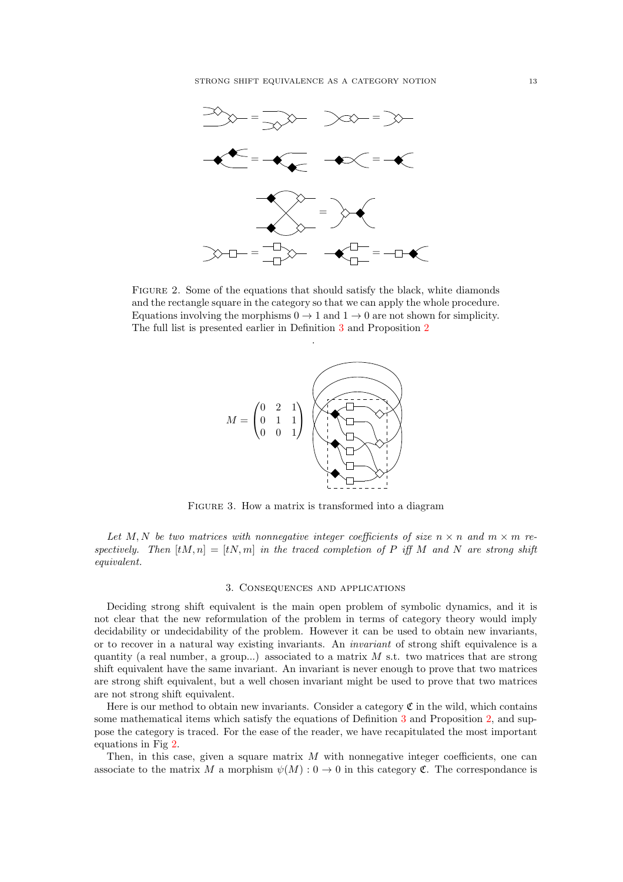Figure 2. Some of the equations that should satisfy the black, white diamonds and the rectangle square in the category so that we can apply the whole procedure. Equations involving the morphisms $0 \to 1$ and $1 \to 0$ are not shown for simplicity. The full list is presented earlier in Definition 3 and Proposition 2

.

$$M = \begin{pmatrix} 0 & 2 & 1 \\ 0 & 1 & 1 \\ 0 & 0 & 1 \end{pmatrix}$$

Figure 3. How a matrix is transformed into a diagram

*Let $M, N$ be two matrices with nonnegative integer coefficients of size $n \times n$ and $m \times m$ respectively. Then $[tM, n] = [tN, m]$ in the traced completion of $P$ iff $M$ and $N$ are strong shift equivalent.*

## 3. Consequences and applications

Deciding strong shift equivalent is the main open problem of symbolic dynamics, and it is not clear that the new reformulation of the problem in terms of category theory would imply decidability or undecidability of the problem. However it can be used to obtain new invariants, or to recover in a natural way existing invariants. An *invariant* of strong shift equivalence is a quantity (a real number, a group...) associated to a matrix $M$ s.t. two matrices that are strong shift equivalent have the same invariant. An invariant is never enough to prove that two matrices are strong shift equivalent, but a well chosen invariant might be used to prove that two matrices are not strong shift equivalent.

Here is our method to obtain new invariants. Consider a category $\mathfrak{C}$ in the wild, which contains some mathematical items which satisfy the equations of Definition 3 and Proposition 2, and suppose the category is traced. For the ease of the reader, we have recapitulated the most important equations in Fig 2.

Then, in this case, given a square matrix $M$ with nonnegative integer coefficients, one can associate to the matrix $M$ a morphism $\psi(M) : 0 \to 0$ in this category $\mathfrak{C}$. The correspondance is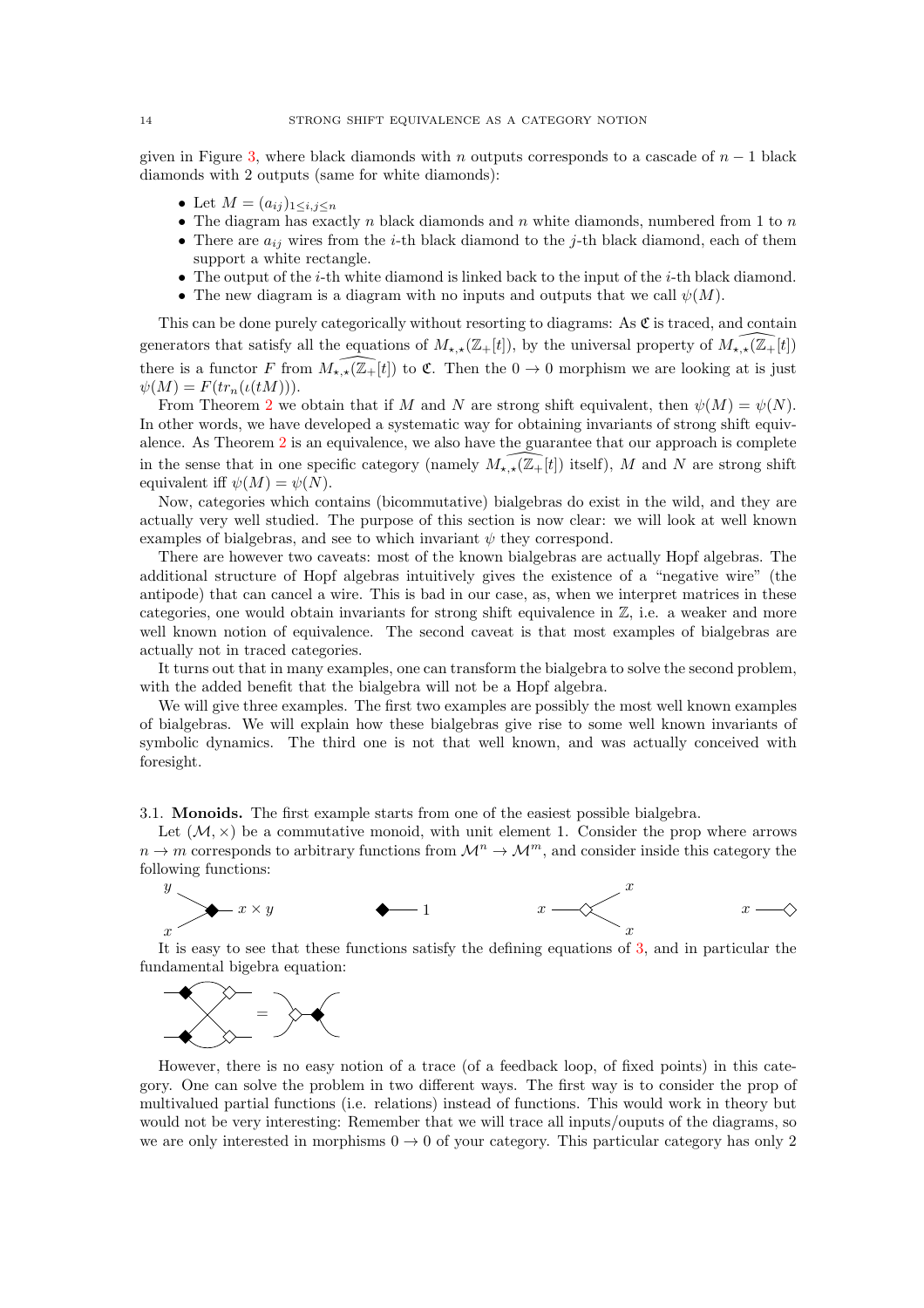given in Figure 3, where black diamonds with $n$ outputs corresponds to a cascade of $n-1$ black diamonds with 2 outputs (same for white diamonds):

- Let $M = (a_{ij})_{1 \le i,j \le n}$
- The diagram has exactly $n$ black diamonds and $n$ white diamonds, numbered from 1 to $n$
- There are $a_{ij}$ wires from the $i$-th black diamond to the $j$-th black diamond, each of them support a white rectangle.
- The output of the $i$-th white diamond is linked back to the input of the $i$-th black diamond.
- The new diagram is a diagram with no inputs and outputs that we call $\psi(M)$.

This can be done purely categorically without resorting to diagrams: As $\mathfrak{C}$ is traced, and contain generators that satisfy all the equations of $M_{\star,\star}(\mathbb{Z}_+[t])$, by the universal property of $\widehat{M_{\star,\star}(\mathbb{Z}_+[t])}$ there is a functor $F$ from $\widehat{M_{\star,\star}(\mathbb{Z}_+[t])}$ to $\mathfrak{C}$. Then the $0 \to 0$ morphism we are looking at is just $\psi(M) = F(tr_n(\iota(tM)))$.

From Theorem 2 we obtain that if $M$ and $N$ are strong shift equivalent, then $\psi(M) = \psi(N)$. In other words, we have developed a systematic way for obtaining invariants of strong shift equivalence. As Theorem 2 is an equivalence, we also have the guarantee that our approach is complete in the sense that in one specific category (namely $\widehat{M_{\star,\star}(\mathbb{Z}_+[t])}$ itself), $M$ and $N$ are strong shift equivalent iff $\psi(M) = \psi(N)$.

Now, categories which contains (bicommutative) bialgebras do exist in the wild, and they are actually very well studied. The purpose of this section is now clear: we will look at well known examples of bialgebras, and see to which invariant $\psi$ they correspond.

There are however two caveats: most of the known bialgebras are actually Hopf algebras. The additional structure of Hopf algebras intuitively gives the existence of a "negative wire" (the antipode) that can cancel a wire. This is bad in our case, as, when we interpret matrices in these categories, one would obtain invariants for strong shift equivalence in $\mathbb{Z}$, i.e. a weaker and more well known notion of equivalence. The second caveat is that most examples of bialgebras are actually not in traced categories.

It turns out that in many examples, one can transform the bialgebra to solve the second problem, with the added benefit that the bialgebra will not be a Hopf algebra.

We will give three examples. The first two examples are possibly the most well known examples of bialgebras. We will explain how these bialgebras give rise to some well known invariants of symbolic dynamics. The third one is not that well known, and was actually conceived with foresight.

### 3.1. Monoids.

The first example starts from one of the easiest possible bialgebra.

Let $(\mathcal{M}, \times)$ be a commutative monoid, with unit element 1. Consider the prop where arrows $n \to m$ corresponds to arbitrary functions from $\mathcal{M}^n \to \mathcal{M}^m$, and consider inside this category the following functions:

$y, x \mapsto x \times y \qquad \mapsto 1 \qquad x \mapsto x, x \qquad x \mapsto$

It is easy to see that these functions satisfy the defining equations of 3, and in particular the fundamental bigebra equation:

However, there is no easy notion of a trace (of a feedback loop, of fixed points) in this category. One can solve the problem in two different ways. The first way is to consider the prop of multivalued partial functions (i.e. relations) instead of functions. This would work in theory but would not be very interesting: Remember that we will trace all inputs/ouputs of the diagrams, so we are only interested in morphisms $0 \to 0$ of your category. This particular category has only 2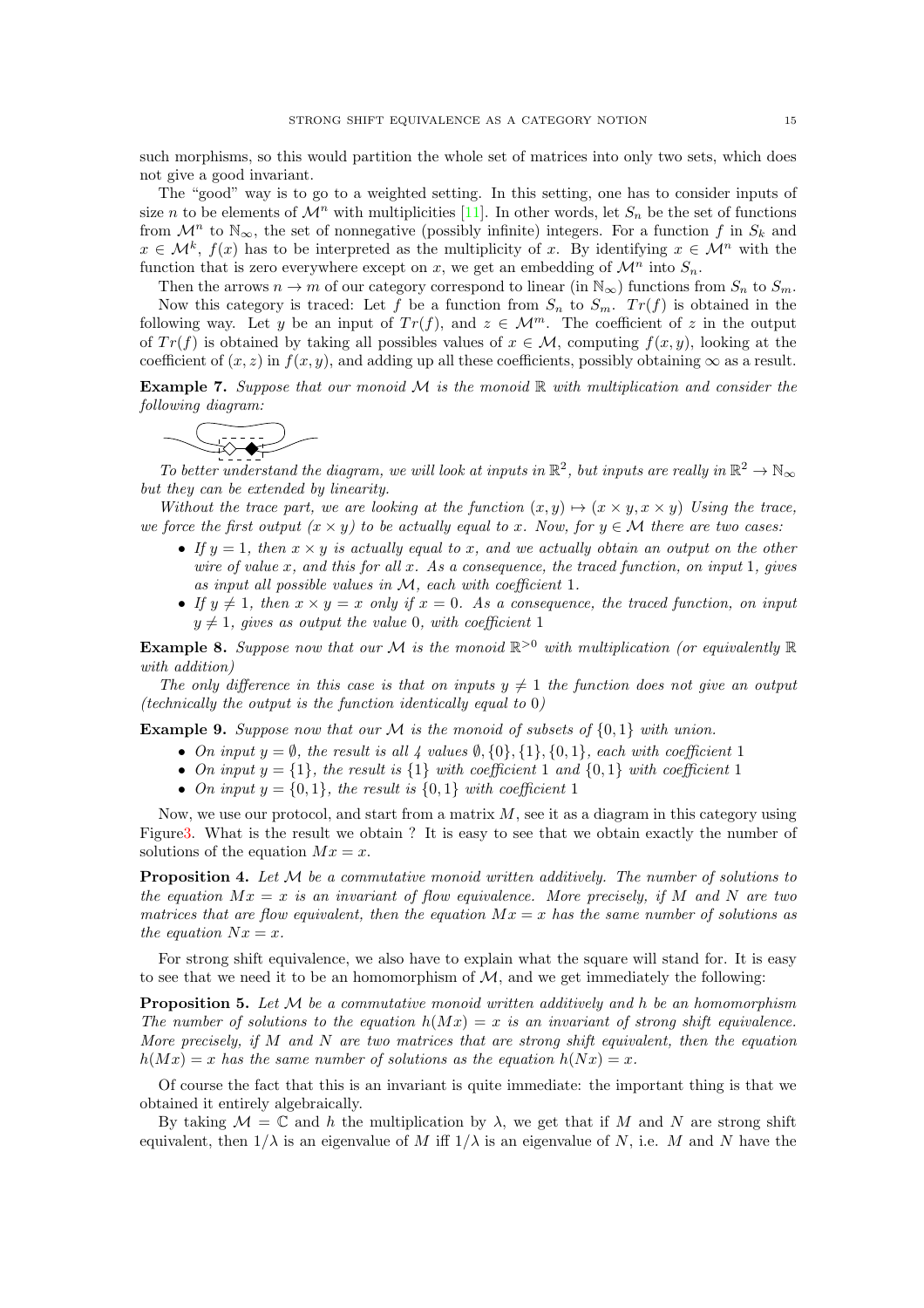such morphisms, so this would partition the whole set of matrices into only two sets, which does not give a good invariant.

The "good" way is to go to a weighted setting. In this setting, one has to consider inputs of size $n$ to be elements of $\mathcal{M}^n$ with multiplicities [11]. In other words, let $S_n$ be the set of functions from $\mathcal{M}^n$ to $\mathbb{N}_\infty$, the set of nonnegative (possibly infinite) integers. For a function $f$ in $S_k$ and $x \in \mathcal{M}^k$, $f(x)$ has to be interpreted as the multiplicity of $x$. By identifying $x \in \mathcal{M}^n$ with the function that is zero everywhere except on $x$, we get an embedding of $\mathcal{M}^n$ into $S_n$.

Then the arrows $n \to m$ of our category correspond to linear (in $\mathbb{N}_\infty$) functions from $S_n$ to $S_m$.

Now this category is traced: Let $f$ be a function from $S_n$ to $S_m$. $Tr(f)$ is obtained in the following way. Let $y$ be an input of $Tr(f)$, and $z \in \mathcal{M}^m$. The coefficient of $z$ in the output of $Tr(f)$ is obtained by taking all possibles values of $x \in \mathcal{M}$, computing $f(x, y)$, looking at the coefficient of $(x, z)$ in $f(x, y)$, and adding up all these coefficients, possibly obtaining $\infty$ as a result.

**Example 7.** *Suppose that our monoid $\mathcal{M}$ is the monoid $\mathbb{R}$ with multiplication and consider the following diagram:*

*To better understand the diagram, we will look at inputs in $\mathbb{R}^2$, but inputs are really in $\mathbb{R}^2 \to \mathbb{N}_\infty$ but they can be extended by linearity.*

*Without the trace part, we are looking at the function $(x, y) \mapsto (x \times y, x \times y)$ Using the trace, we force the first output $(x \times y)$ to be actually equal to $x$. Now, for $y \in \mathcal{M}$ there are two cases:*

- *If $y = 1$, then $x \times y$ is actually equal to $x$, and we actually obtain an output on the other wire of value $x$, and this for all $x$. As a consequence, the traced function, on input 1, gives as input all possible values in $\mathcal{M}$, each with coefficient 1.*
- *If $y \neq 1$, then $x \times y = x$ only if $x = 0$. As a consequence, the traced function, on input $y \neq 1$, gives as output the value 0, with coefficient 1*

**Example 8.** *Suppose now that our $\mathcal{M}$ is the monoid $\mathbb{R}^{>0}$ with multiplication (or equivalently $\mathbb{R}$ with addition)*

*The only difference in this case is that on inputs $y \neq 1$ the function does not give an output (technically the output is the function identically equal to 0)*

**Example 9.** *Suppose now that our $\mathcal{M}$ is the monoid of subsets of $\{0, 1\}$ with union.*

- *On input $y = \emptyset$, the result is all 4 values $\emptyset, \{0\}, \{1\}, \{0, 1\}$, each with coefficient 1*
- *On input $y = \{1\}$, the result is $\{1\}$ with coefficient 1 and $\{0, 1\}$ with coefficient 1*
- *On input $y = \{0, 1\}$, the result is $\{0, 1\}$ with coefficient 1*

Now, we use our protocol, and start from a matrix $M$, see it as a diagram in this category using Figure3. What is the result we obtain ? It is easy to see that we obtain exactly the number of solutions of the equation $Mx = x$.

**Proposition 4.** *Let $\mathcal{M}$ be a commutative monoid written additively. The number of solutions to the equation $Mx = x$ is an invariant of flow equivalence. More precisely, if $M$ and $N$ are two matrices that are flow equivalent, then the equation $Mx = x$ has the same number of solutions as the equation $Nx = x$.*

For strong shift equivalence, we also have to explain what the square will stand for. It is easy to see that we need it to be an homomorphism of $\mathcal{M}$, and we get immediately the following:

**Proposition 5.** *Let $\mathcal{M}$ be a commutative monoid written additively and $h$ be an homomorphism The number of solutions to the equation $h(Mx) = x$ is an invariant of strong shift equivalence. More precisely, if $M$ and $N$ are two matrices that are strong shift equivalent, then the equation $h(Mx) = x$ has the same number of solutions as the equation $h(Nx) = x$.*

Of course the fact that this is an invariant is quite immediate: the important thing is that we obtained it entirely algebraically.

By taking $\mathcal{M} = \mathbb{C}$ and $h$ the multiplication by $\lambda$, we get that if $M$ and $N$ are strong shift equivalent, then $1/\lambda$ is an eigenvalue of $M$ iff $1/\lambda$ is an eigenvalue of $N$, i.e. $M$ and $N$ have the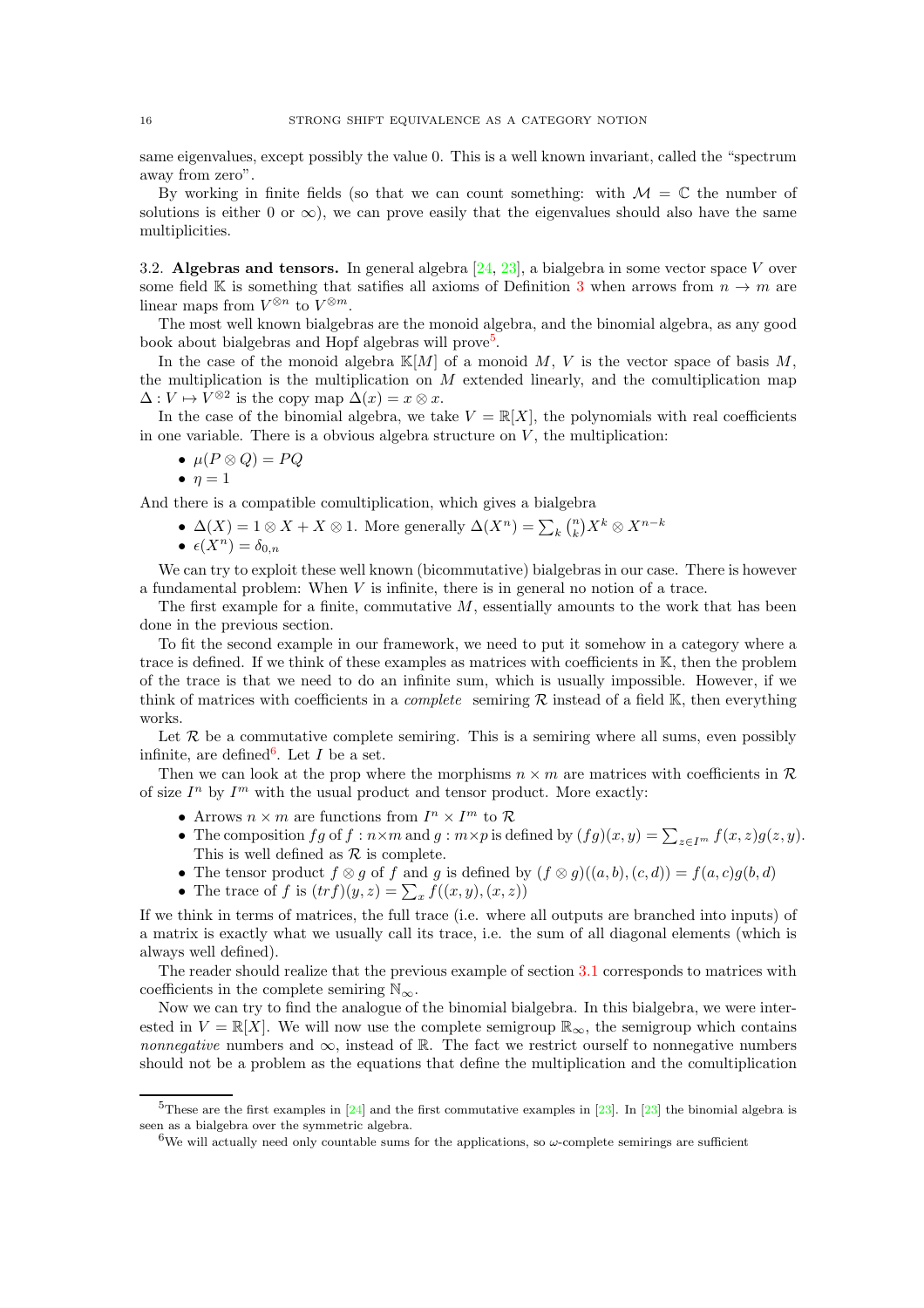same eigenvalues, except possibly the value 0. This is a well known invariant, called the "spectrum away from zero".

By working in finite fields (so that we can count something: with $\mathcal{M} = \mathbb{C}$ the number of solutions is either 0 or $\infty$), we can prove easily that the eigenvalues should also have the same multiplicities.

### 3.2. Algebras and tensors.

In general algebra [24, 23], a bialgebra in some vector space $V$ over some field $\mathbb{K}$ is something that satifies all axioms of Definition 3 when arrows from $n \to m$ are linear maps from $V^{\otimes n}$ to $V^{\otimes m}$.

The most well known bialgebras are the monoid algebra, and the binomial algebra, as any good book about bialgebras and Hopf algebras will prove[5].

In the case of the monoid algebra $\mathbb{K}[M]$ of a monoid $M$, $V$ is the vector space of basis $M$, the multiplication is the multiplication on $M$ extended linearly, and the comultiplication map $\Delta : V \mapsto V^{\otimes 2}$ is the copy map $\Delta(x) = x \otimes x$.

In the case of the binomial algebra, we take $V = \mathbb{R}[X]$, the polynomials with real coefficients in one variable. There is a obvious algebra structure on $V$, the multiplication:

- $\mu(P \otimes Q) = PQ$
- $\eta = 1$

And there is a compatible comultiplication, which gives a bialgebra

- $\Delta(X) = 1 \otimes X + X \otimes 1$. More generally $\Delta(X^n) = \sum_k \binom{n}{k} X^k \otimes X^{n-k}$
- $\epsilon(X^n) = \delta_{0,n}$

We can try to exploit these well known (bicommutative) bialgebras in our case. There is however a fundamental problem: When $V$ is infinite, there is in general no notion of a trace.

The first example for a finite, commutative $M$, essentially amounts to the work that has been done in the previous section.

To fit the second example in our framework, we need to put it somehow in a category where a trace is defined. If we think of these examples as matrices with coefficients in $\mathbb{K}$, then the problem of the trace is that we need to do an infinite sum, which is usually impossible. However, if we think of matrices with coefficients in a *complete* semiring $\mathcal{R}$ instead of a field $\mathbb{K}$, then everything works.

Let $\mathcal{R}$ be a commutative complete semiring. This is a semiring where all sums, even possibly infinite, are defined[6]. Let $I$ be a set.

Then we can look at the prop where the morphisms $n \times m$ are matrices with coefficients in $\mathcal{R}$ of size $I^n$ by $I^m$ with the usual product and tensor product. More exactly:

- Arrows $n \times m$ are functions from $I^n \times I^m$ to $\mathcal{R}$
- The composition $fg$ of $f : n \times m$ and $g : m \times p$ is defined by $(fg)(x, y) = \sum_{z \in I^m} f(x, z)g(z, y)$. This is well defined as $\mathcal{R}$ is complete.
- The tensor product $f \otimes g$ of $f$ and $g$ is defined by $(f \otimes g)((a, b), (c, d)) = f(a, c)g(b, d)$
- The trace of $f$ is $(trf)(y, z) = \sum_x f((x, y), (x, z))$

If we think in terms of matrices, the full trace (i.e. where all outputs are branched into inputs) of a matrix is exactly what we usually call its trace, i.e. the sum of all diagonal elements (which is always well defined).

The reader should realize that the previous example of section 3.1 corresponds to matrices with coefficients in the complete semiring $\mathbb{N}_\infty$.

Now we can try to find the analogue of the binomial bialgebra. In this bialgebra, we were interested in $V = \mathbb{R}[X]$. We will now use the complete semigroup $\mathbb{R}_\infty$, the semigroup which contains *nonnegative* numbers and $\infty$, instead of $\mathbb{R}$. The fact we restrict ourself to nonnegative numbers should not be a problem as the equations that define the multiplication and the comultiplication

[5] These are the first examples in [24] and the first commutative examples in [23]. In [23] the binomial algebra is seen as a bialgebra over the symmetric algebra.

[6] We will actually need only countable sums for the applications, so $\omega$-complete semirings are sufficient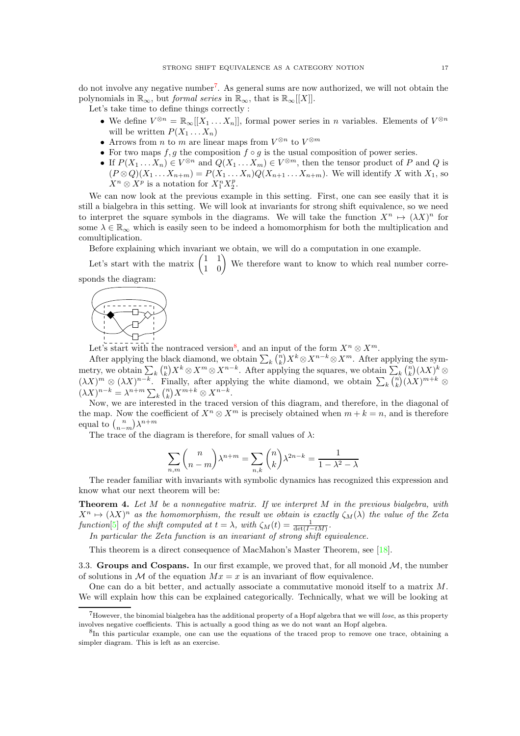do not involve any negative number[7]. As general sums are now authorized, we will not obtain the polynomials in $\mathbb{R}_\infty$, but *formal series* in $\mathbb{R}_\infty$, that is $\mathbb{R}_\infty[[X]]$.

Let's take time to define things correctly :

- We define $V^{\otimes n} = \mathbb{R}_\infty[[X_1 \dots X_n]]$, formal power series in $n$ variables. Elements of $V^{\otimes n}$ will be written $P(X_1 \dots X_n)$
- Arrows from $n$ to $m$ are linear maps from $V^{\otimes n}$ to $V^{\otimes m}$
- For two maps $f, g$ the composition $f \circ g$ is the usual composition of power series.
- If $P(X_1 \dots X_n) \in V^{\otimes n}$ and $Q(X_1 \dots X_m) \in V^{\otimes m}$, then the tensor product of $P$ and $Q$ is $(P \otimes Q)(X_1 \dots X_{n+m}) = P(X_1 \dots X_n)Q(X_{n+1} \dots X_{n+m})$. We will identify $X$ with $X_1$, so $X^n \otimes X^p$ is a notation for $X_1^n X_2^p$.

We can now look at the previous example in this setting. First, one can see easily that it is still a bialgebra in this setting. We will look at invariants for strong shift equivalence, so we need to interpret the square symbols in the diagrams. We will take the function $X^n \mapsto (\lambda X)^n$ for some $\lambda \in \mathbb{R}_\infty$ which is easily seen to be indeed a homomorphism for both the multiplication and comultiplication.

Before explaining which invariant we obtain, we will do a computation in one example.

Let's start with the matrix $\begin{pmatrix} 1 & 1 \\ 1 & 0 \end{pmatrix}$ We therefore want to know to which real number corresponds the diagram:

Let's start with the nontraced version[8], and an input of the form $X^n \otimes X^m$.

After applying the black diamond, we obtain $\sum_k \binom{n}{k} X^k \otimes X^{n-k} \otimes X^m$. After applying the symmetry, we obtain $\sum_k \binom{n}{k} X^k \otimes X^m \otimes X^{n-k}$. After applying the squares, we obtain $\sum_k \binom{n}{k} (\lambda X)^k \otimes (\lambda X)^m \otimes (\lambda X)^{n-k}$. Finally, after applying the white diamond, we obtain $\sum_k \binom{n}{k} (\lambda X)^{m+k} \otimes (\lambda X)^{n-k} = \lambda^{n+m} \sum_k \binom{n}{k} X^{m+k} \otimes X^{n-k}$.

Now, we are interested in the traced version of this diagram, and therefore, in the diagonal of the map. Now the coefficient of $X^n \otimes X^m$ is precisely obtained when $m + k = n$, and is therefore equal to $\binom{n}{n-m} \lambda^{n+m}$

The trace of the diagram is therefore, for small values of $\lambda$:

$$\sum_{n,m} \binom{n}{n-m} \lambda^{n+m} = \sum_{n,k} \binom{n}{k} \lambda^{2n-k} = \frac{1}{1 - \lambda^2 - \lambda}$$

The reader familiar with invariants with symbolic dynamics has recognized this expression and know what our next theorem will be:

**Theorem 4.** *Let $M$ be a nonnegative matrix. If we interpret $M$ in the previous bialgebra, with $X^n \mapsto (\lambda X)^n$ as the homomorphism, the result we obtain is exactly $\zeta_M(\lambda)$ the value of the Zeta function[5] of the shift computed at $t = \lambda$, with $\zeta_M(t) = \frac{1}{\det(I - tM)}$.*

*In particular the Zeta function is an invariant of strong shift equivalence.*

This theorem is a direct consequence of MacMahon's Master Theorem, see [18].

### 3.3. Groups and Cospans.

In our first example, we proved that, for all monoid $\mathcal{M}$, the number of solutions in $\mathcal{M}$ of the equation $Mx = x$ is an invariant of flow equivalence.

One can do a bit better, and actually associate a commutative monoid itself to a matrix $M$. We will explain how this can be explained categorically. Technically, what we will be looking at

---

[7] However, the binomial bialgebra has the additional property of a Hopf algebra that we will *lose*, as this property involves negative coefficients. This is actually a good thing as we do not want an Hopf algebra.

[8] In this particular example, one can use the equations of the traced prop to remove one trace, obtaining a simpler diagram. This is left as an exercise.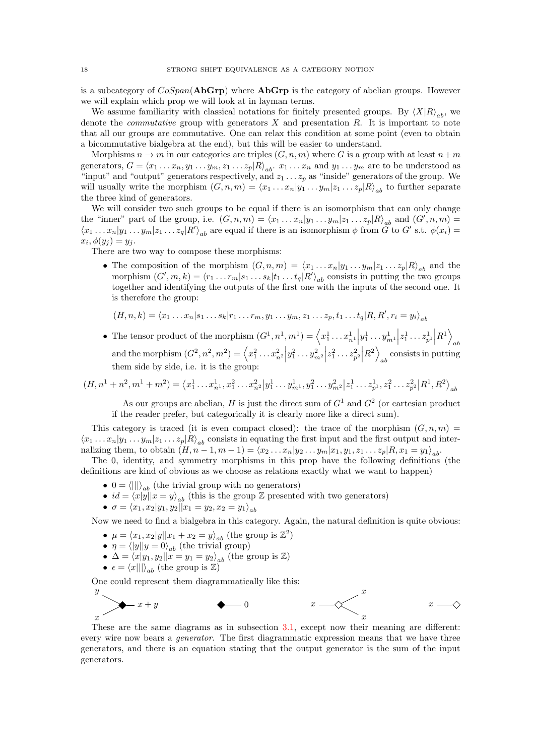is a subcategory of $CoSpan(\mathbf{AbGrp})$ where $\mathbf{AbGrp}$ is the category of abelian groups. However we will explain which prop we will look at in layman terms.

We assume familiarity with classical notations for finitely presented groups. By $\langle X|R\rangle_{ab}$, we denote the *commutative* group with generators $X$ and presentation $R$. It is important to note that all our groups are commutative. One can relax this condition at some point (even to obtain a bicommutative bialgebra at the end), but this will be easier to understand.

Morphisms $n \to m$ in our categories are triples $(G, n, m)$ where $G$ is a group with at least $n+m$ generators, $G = \langle x_1 \dots x_n, y_1 \dots y_m, z_1 \dots z_p|R\rangle_{ab}$. $x_1 \dots x_n$ and $y_1 \dots y_m$ are to be understood as "input" and "output" generators respectively, and $z_1 \dots z_p$ as "inside" generators of the group. We will usually write the morphism $(G, n, m) = \langle x_1 \dots x_n|y_1 \dots y_m|z_1 \dots z_p|R\rangle_{ab}$ to further separate the three kind of generators.

We will consider two such groups to be equal if there is an isomorphism that can only change the "inner" part of the group, i.e. $(G, n, m) = \langle x_1 \dots x_n|y_1 \dots y_m|z_1 \dots z_p|R\rangle_{ab}$ and $(G', n, m) = \langle x_1 \dots x_n|y_1 \dots y_m|z_1 \dots z_q|R'\rangle_{ab}$ are equal if there is an isomorphism $\phi$ from $G$ to $G'$ s.t. $\phi(x_i) = x_i, \phi(y_j) = y_j$.

There are two way to compose these morphisms:

- The composition of the morphism $(G, n, m) = \langle x_1 \dots x_n|y_1 \dots y_m|z_1 \dots z_p|R\rangle_{ab}$ and the morphism $(G', m, k) = \langle r_1 \dots r_m|s_1 \dots s_k|t_1 \dots t_q|R'\rangle_{ab}$ consists in putting the two groups together and identifying the outputs of the first one with the inputs of the second one. It is therefore the group:

$$(H, n, k) = \langle x_1 \dots x_n|s_1 \dots s_k|r_1 \dots r_m, y_1 \dots y_m, z_1 \dots z_p, t_1 \dots t_q|R, R', r_i = y_i\rangle_{ab}$$

- The tensor product of the morphism $(G^1, n^1, m^1) = \left\langle x^1_1 \dots x^1_{n^1}\middle|y^1_1 \dots y^1_{m^1}\middle|z^1_1 \dots z^1_{p^1}\middle|R^1\right\rangle_{ab}$ and the morphism $(G^2, n^2, m^2) = \left\langle x^2_1 \dots x^2_{n^2}\middle|y^2_1 \dots y^2_{m^2}\middle|z^2_1 \dots z^2_{p^2}\middle|R^2\right\rangle_{ab}$ consists in putting them side by side, i.e. it is the group:

$$(H, n^1+n^2, m^1+m^2) = \left\langle x^1_1 \dots x^1_{n^1}, x^2_1 \dots x^2_{n^2}\middle|y^1_1 \dots y^1_{m^1}, y^2_1 \dots y^2_{m^2}\middle|z^1_1 \dots z^1_{p^1}, z^2_1 \dots z^2_{p^2}\middle|R^1, R^2\right\rangle_{ab}$$

  As our groups are abelian, $H$ is just the direct sum of $G^1$ and $G^2$ (or cartesian product if the reader prefer, but categorically it is clearly more like a direct sum).

This category is traced (it is even compact closed): the trace of the morphism $(G, n, m) = \langle x_1 \dots x_n|y_1 \dots y_m|z_1 \dots z_p|R\rangle_{ab}$ consists in equating the first input and the first output and internalizing them, to obtain $(H, n-1, m-1) = \langle x_2 \dots x_n|y_2 \dots y_m|x_1, y_1, z_1 \dots z_p|R, x_1 = y_1\rangle_{ab}$.

The 0, identity, and symmetry morphisms in this prop have the following definitions (the definitions are kind of obvious as we choose as relations exactly what we want to happen)

- $0 = \langle|||\rangle_{ab}$ (the trivial group with no generators)
- $id = \langle x|y||x = y\rangle_{ab}$ (this is the group $\mathbb{Z}$ presented with two generators)
- $\sigma = \langle x_1, x_2|y_1, y_2||x_1 = y_2, x_2 = y_1\rangle_{ab}$

Now we need to find a bialgebra in this category. Again, the natural definition is quite obvious:

- $\mu = \langle x_1, x_2|y||x_1 + x_2 = y\rangle_{ab}$ (the group is $\mathbb{Z}^2$)
- $\eta = \langle|y||y = 0\rangle_{ab}$ (the trivial group)
- $\Delta = \langle x|y_1, y_2||x = y_1 = y_2\rangle_{ab}$ (the group is $\mathbb{Z}$)
- $\epsilon = \langle x|||\rangle_{ab}$ (the group is $\mathbb{Z}$)

One could represent them diagrammatically like this:

These are the same diagrams as in subsection 3.1, except now their meaning are different: every wire now bears a *generator*. The first diagrammatic expression means that we have three generators, and there is an equation stating that the output generator is the sum of the input generators.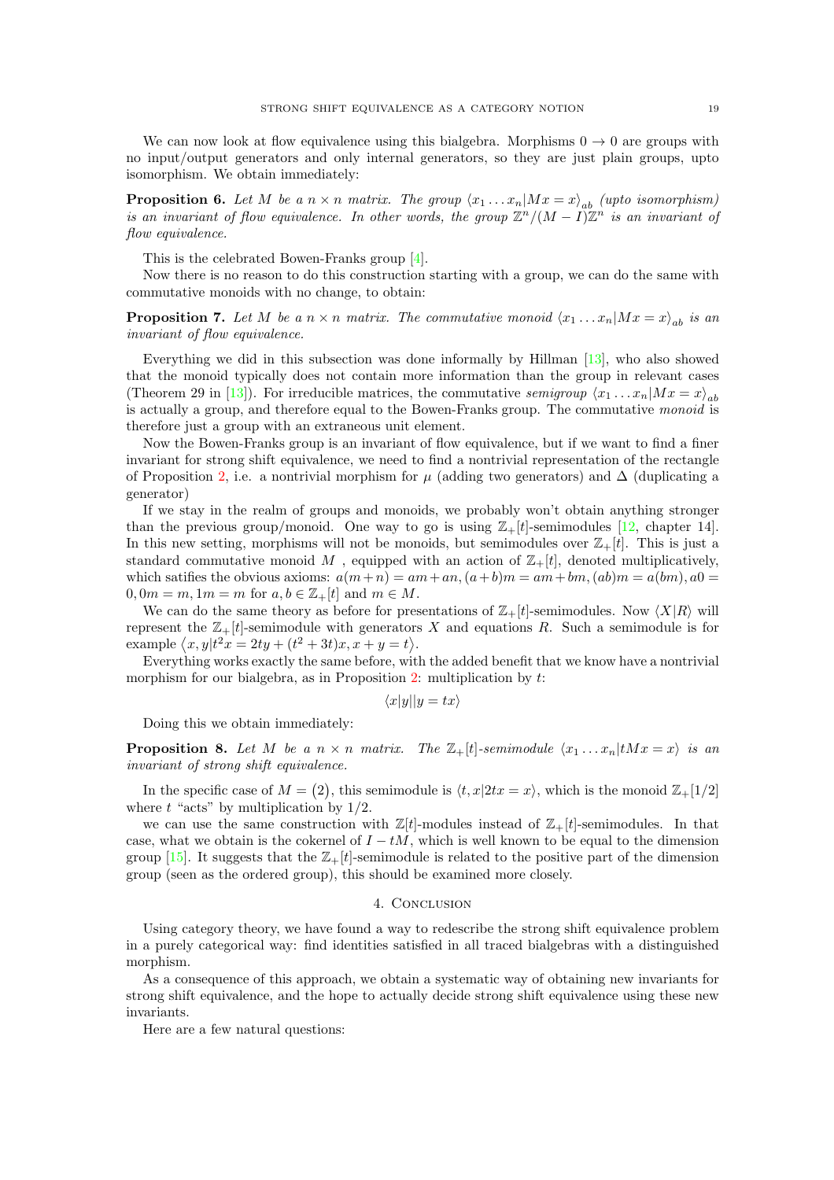We can now look at flow equivalence using this bialgebra. Morphisms $0 \to 0$ are groups with no input/output generators and only internal generators, so they are just plain groups, upto isomorphism. We obtain immediately:

**Proposition 6.** *Let $M$ be a $n \times n$ matrix. The group $\langle x_1 \dots x_n | Mx = x \rangle_{ab}$ (upto isomorphism) is an invariant of flow equivalence. In other words, the group $\mathbb{Z}^n/(M - I)\mathbb{Z}^n$ is an invariant of flow equivalence.*

This is the celebrated Bowen-Franks group [4].

Now there is no reason to do this construction starting with a group, we can do the same with commutative monoids with no change, to obtain:

**Proposition 7.** *Let $M$ be a $n \times n$ matrix. The commutative monoid $\langle x_1 \dots x_n | Mx = x \rangle_{ab}$ is an invariant of flow equivalence.*

Everything we did in this subsection was done informally by Hillman [13], who also showed that the monoid typically does not contain more information than the group in relevant cases (Theorem 29 in [13]). For irreducible matrices, the commutative *semigroup* $\langle x_1 \dots x_n | Mx = x \rangle_{ab}$ is actually a group, and therefore equal to the Bowen-Franks group. The commutative *monoid* is therefore just a group with an extraneous unit element.

Now the Bowen-Franks group is an invariant of flow equivalence, but if we want to find a finer invariant for strong shift equivalence, we need to find a nontrivial representation of the rectangle of Proposition 2, i.e. a nontrivial morphism for $\mu$ (adding two generators) and $\Delta$ (duplicating a generator)

If we stay in the realm of groups and monoids, we probably won't obtain anything stronger than the previous group/monoid. One way to go is using $\mathbb{Z}_+[t]$-semimodules [12, chapter 14]. In this new setting, morphisms will not be monoids, but semimodules over $\mathbb{Z}_+[t]$. This is just a standard commutative monoid $M$ , equipped with an action of $\mathbb{Z}_+[t]$, denoted multiplicatively, which satifies the obvious axioms: $a(m+n) = am + an, (a+b)m = am + bm, (ab)m = a(bm), a0 = 0, 0m = m, 1m = m$ for $a, b \in \mathbb{Z}_+[t]$ and $m \in M$.

We can do the same theory as before for presentations of $\mathbb{Z}_+[t]$-semimodules. Now $\langle X | R \rangle$ will represent the $\mathbb{Z}_+[t]$-semimodule with generators $X$ and equations $R$. Such a semimodule is for example $\langle x, y | t^2 x = 2ty + (t^2 + 3t)x, x + y = t \rangle$.

Everything works exactly the same before, with the added benefit that we know have a nontrivial morphism for our bialgebra, as in Proposition 2: multiplication by $t$:

$$\langle x | y || y = tx \rangle$$

Doing this we obtain immediately:

**Proposition 8.** *Let $M$ be a $n \times n$ matrix. The $\mathbb{Z}_+[t]$-semimodule $\langle x_1 \dots x_n | tMx = x \rangle$ is an invariant of strong shift equivalence.*

In the specific case of $M = \begin{pmatrix} 2 \end{pmatrix}$, this semimodule is $\langle t, x | 2tx = x \rangle$, which is the monoid $\mathbb{Z}_+[1/2]$ where $t$ "acts" by multiplication by $1/2$.

we can use the same construction with $\mathbb{Z}[t]$-modules instead of $\mathbb{Z}_+[t]$-semimodules. In that case, what we obtain is the cokernel of $I - tM$, which is well known to be equal to the dimension group [15]. It suggests that the $\mathbb{Z}_+[t]$-semimodule is related to the positive part of the dimension group (seen as the ordered group), this should be examined more closely.

## 4. Conclusion

Using category theory, we have found a way to redescribe the strong shift equivalence problem in a purely categorical way: find identities satisfied in all traced bialgebras with a distinguished morphism.

As a consequence of this approach, we obtain a systematic way of obtaining new invariants for strong shift equivalence, and the hope to actually decide strong shift equivalence using these new invariants.

Here are a few natural questions: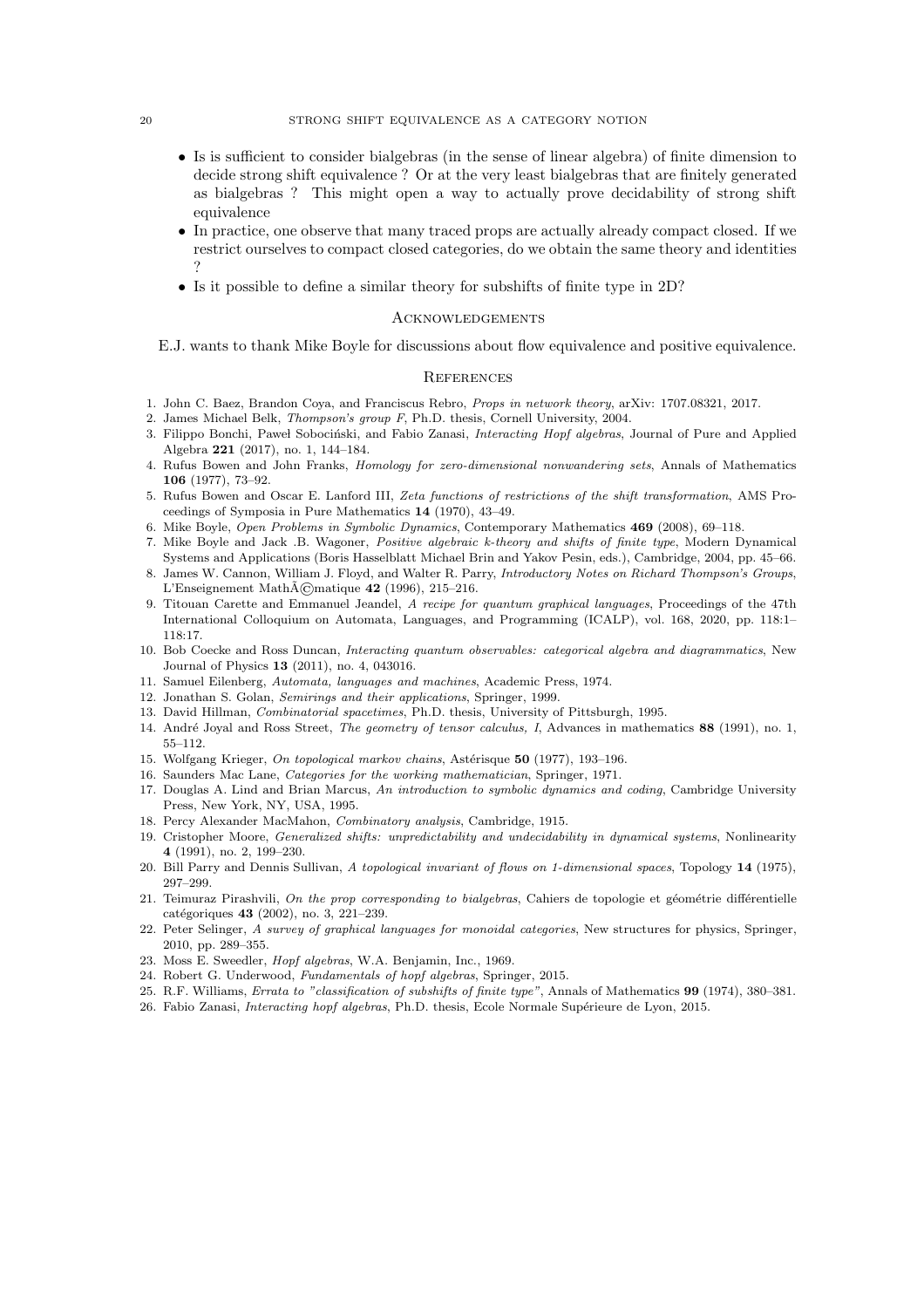- Is is sufficient to consider bialgebras (in the sense of linear algebra) of finite dimension to decide strong shift equivalence ? Or at the very least bialgebras that are finitely generated as bialgebras ? This might open a way to actually prove decidability of strong shift equivalence
- In practice, one observe that many traced props are actually already compact closed. If we restrict ourselves to compact closed categories, do we obtain the same theory and identities ?
- Is it possible to define a similar theory for subshifts of finite type in 2D?

## Acknowledgements

E.J. wants to thank Mike Boyle for discussions about flow equivalence and positive equivalence.

## References

1. John C. Baez, Brandon Coya, and Franciscus Rebro, *Props in network theory*, arXiv: 1707.08321, 2017.
2. James Michael Belk, *Thompson's group F*, Ph.D. thesis, Cornell University, 2004.
3. Filippo Bonchi, Paweł Sobociński, and Fabio Zanasi, *Interacting Hopf algebras*, Journal of Pure and Applied Algebra **221** (2017), no. 1, 144–184.
4. Rufus Bowen and John Franks, *Homology for zero-dimensional nonwandering sets*, Annals of Mathematics **106** (1977), 73–92.
5. Rufus Bowen and Oscar E. Lanford III, *Zeta functions of restrictions of the shift transformation*, AMS Proceedings of Symposia in Pure Mathematics **14** (1970), 43–49.
6. Mike Boyle, *Open Problems in Symbolic Dynamics*, Contemporary Mathematics **469** (2008), 69–118.
7. Mike Boyle and Jack .B. Wagoner, *Positive algebraic k-theory and shifts of finite type*, Modern Dynamical Systems and Applications (Boris Hasselblatt Michael Brin and Yakov Pesin, eds.), Cambridge, 2004, pp. 45–66.
8. James W. Cannon, William J. Floyd, and Walter R. Parry, *Introductory Notes on Richard Thompson's Groups*, L'Enseignement MathÃ©matique **42** (1996), 215–216.
9. Titouan Carette and Emmanuel Jeandel, *A recipe for quantum graphical languages*, Proceedings of the 47th International Colloquium on Automata, Languages, and Programming (ICALP), vol. 168, 2020, pp. 118:1–118:17.
10. Bob Coecke and Ross Duncan, *Interacting quantum observables: categorical algebra and diagrammatics*, New Journal of Physics **13** (2011), no. 4, 043016.
11. Samuel Eilenberg, *Automata, languages and machines*, Academic Press, 1974.
12. Jonathan S. Golan, *Semirings and their applications*, Springer, 1999.
13. David Hillman, *Combinatorial spacetimes*, Ph.D. thesis, University of Pittsburgh, 1995.
14. André Joyal and Ross Street, *The geometry of tensor calculus, I*, Advances in mathematics **88** (1991), no. 1, 55–112.
15. Wolfgang Krieger, *On topological markov chains*, Astérisque **50** (1977), 193–196.
16. Saunders Mac Lane, *Categories for the working mathematician*, Springer, 1971.
17. Douglas A. Lind and Brian Marcus, *An introduction to symbolic dynamics and coding*, Cambridge University Press, New York, NY, USA, 1995.
18. Percy Alexander MacMahon, *Combinatory analysis*, Cambridge, 1915.
19. Cristopher Moore, *Generalized shifts: unpredictability and undecidability in dynamical systems*, Nonlinearity **4** (1991), no. 2, 199–230.
20. Bill Parry and Dennis Sullivan, *A topological invariant of flows on 1-dimensional spaces*, Topology **14** (1975), 297–299.
21. Teimuraz Pirashvili, *On the prop corresponding to bialgebras*, Cahiers de topologie et géométrie différentielle catégoriques **43** (2002), no. 3, 221–239.
22. Peter Selinger, *A survey of graphical languages for monoidal categories*, New structures for physics, Springer, 2010, pp. 289–355.
23. Moss E. Sweedler, *Hopf algebras*, W.A. Benjamin, Inc., 1969.
24. Robert G. Underwood, *Fundamentals of hopf algebras*, Springer, 2015.
25. R.F. Williams, *Errata to "classification of subshifts of finite type"*, Annals of Mathematics **99** (1974), 380–381.
26. Fabio Zanasi, *Interacting hopf algebras*, Ph.D. thesis, Ecole Normale Supérieure de Lyon, 2015.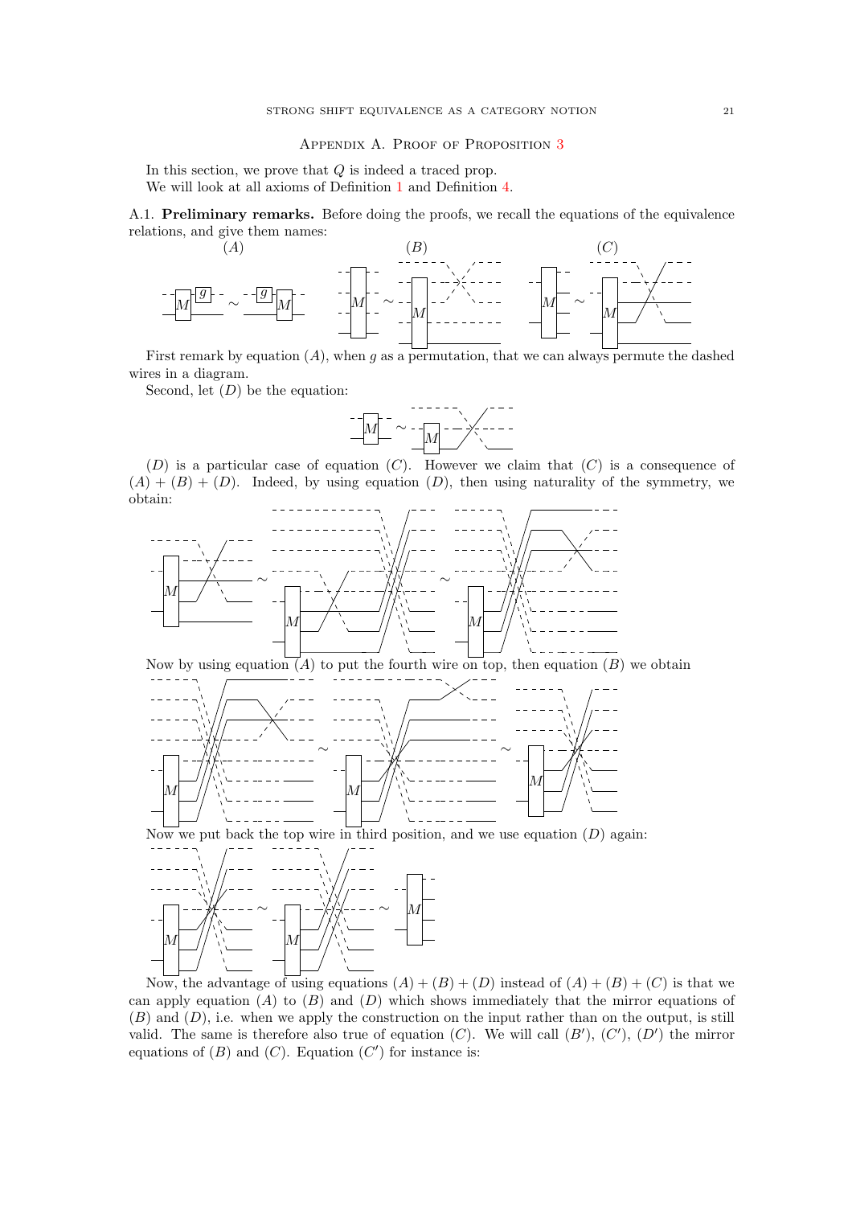## Appendix A. Proof of Proposition 3

In this section, we prove that $Q$ is indeed a traced prop.

We will look at all axioms of Definition 1 and Definition 4.

A.1. **Preliminary remarks.** Before doing the proofs, we recall the equations of the equivalence relations, and give them names:

First remark by equation $(A)$, when $g$ as a permutation, that we can always permute the dashed wires in a diagram.

Second, let $(D)$ be the equation:

$(D)$ is a particular case of equation $(C)$. However we claim that $(C)$ is a consequence of $(A) + (B) + (D)$. Indeed, by using equation $(D)$, then using naturality of the symmetry, we obtain:

Now by using equation $(A)$ to put the fourth wire on top, then equation $(B)$ we obtain

Now we put back the top wire in third position, and we use equation $(D)$ again:

Now, the advantage of using equations $(A) + (B) + (D)$ instead of $(A) + (B) + (C)$ is that we can apply equation $(A)$ to $(B)$ and $(D)$ which shows immediately that the mirror equations of $(B)$ and $(D)$, i.e. when we apply the construction on the input rather than on the output, is still valid. The same is therefore also true of equation $(C)$. We will call $(B')$, $(C')$, $(D')$ the mirror equations of $(B)$ and $(C)$. Equation $(C')$ for instance is: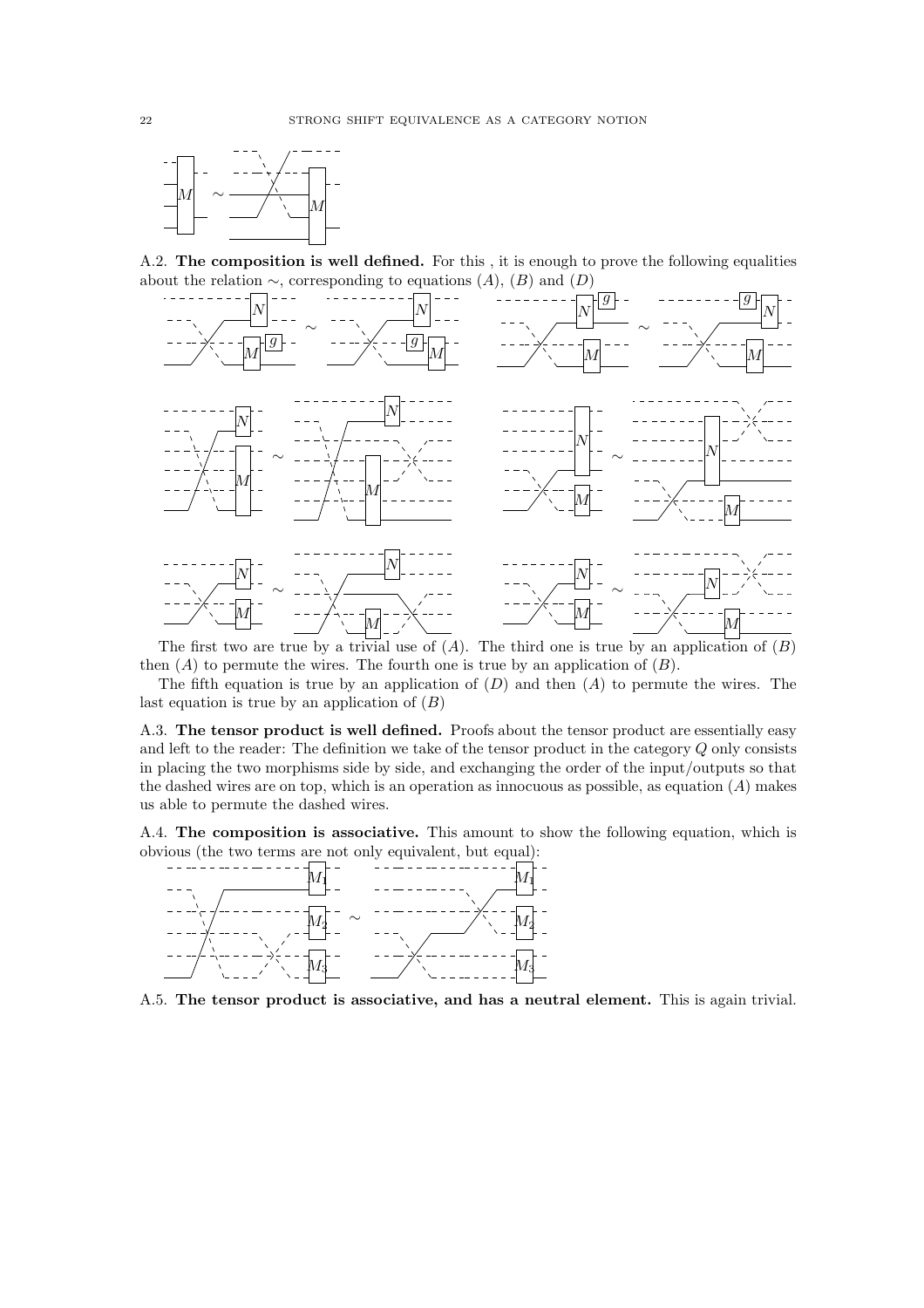A.2. **The composition is well defined.** For this , it is enough to prove the following equalities about the relation $\sim$, corresponding to equations $(A)$, $(B)$ and $(D)$

The first two are true by a trivial use of $(A)$. The third one is true by an application of $(B)$ then $(A)$ to permute the wires. The fourth one is true by an application of $(B)$.

The fifth equation is true by an application of $(D)$ and then $(A)$ to permute the wires. The last equation is true by an application of $(B)$

A.3. **The tensor product is well defined.** Proofs about the tensor product are essentially easy and left to the reader: The definition we take of the tensor product in the category $Q$ only consists in placing the two morphisms side by side, and exchanging the order of the input/outputs so that the dashed wires are on top, which is an operation as innocuous as possible, as equation $(A)$ makes us able to permute the dashed wires.

A.4. **The composition is associative.** This amount to show the following equation, which is obvious (the two terms are not only equivalent, but equal):

A.5. **The tensor product is associative, and has a neutral element.** This is again trivial.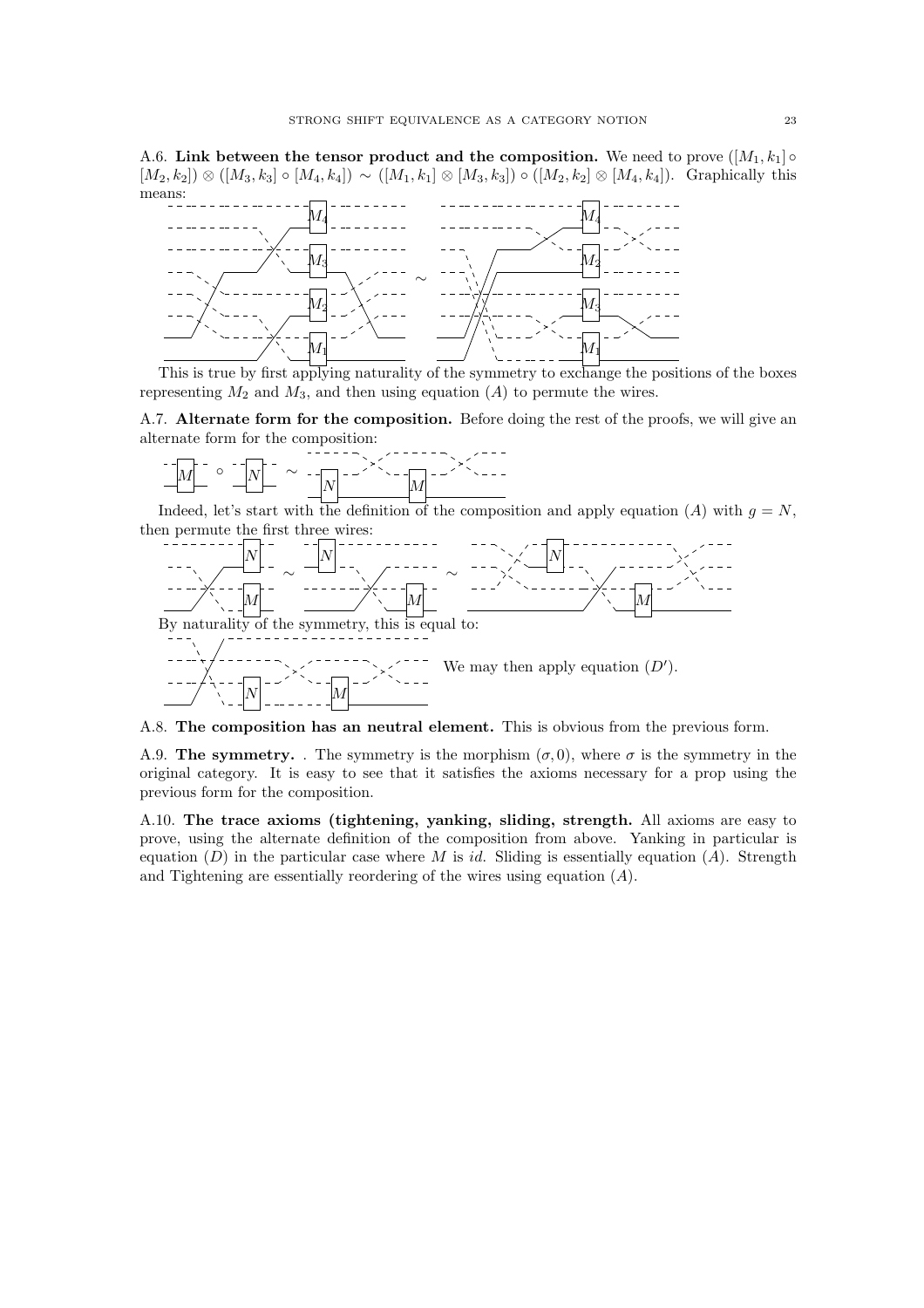A.6. **Link between the tensor product and the composition.** We need to prove $([M_1, k_1] \circ [M_2, k_2]) \otimes ([M_3, k_3] \circ [M_4, k_4]) \sim ([M_1, k_1] \otimes [M_3, k_3]) \circ ([M_2, k_2] \otimes [M_4, k_4])$. Graphically this means:

$M_4$ $M_3$ $M_2$ $M_1$ $\sim$ $M_4$ $M_2$ $M_3$ $M_1$

This is true by first applying naturality of the symmetry to exchange the positions of the boxes representing $M_2$ and $M_3$, and then using equation $(A)$ to permute the wires.

A.7. **Alternate form for the composition.** Before doing the rest of the proofs, we will give an alternate form for the composition:

$M$ $\circ$ $N$ $\sim$ $N$ $M$

Indeed, let's start with the definition of the composition and apply equation $(A)$ with $g = N$, then permute the first three wires:

$N$ $M$ $\sim$ $N$ $M$ $\sim$ $N$ $M$

By naturality of the symmetry, this is equal to:

$N$ $M$ We may then apply equation $(D')$.

A.8. **The composition has an neutral element.** This is obvious from the previous form.

A.9. **The symmetry.** . The symmetry is the morphism $(\sigma, 0)$, where $\sigma$ is the symmetry in the original category. It is easy to see that it satisfies the axioms necessary for a prop using the previous form for the composition.

A.10. **The trace axioms (tightening, yanking, sliding, strength.** All axioms are easy to prove, using the alternate definition of the composition from above. Yanking in particular is equation $(D)$ in the particular case where $M$ is *id*. Sliding is essentially equation $(A)$. Strength and Tightening are essentially reordering of the wires using equation $(A)$.